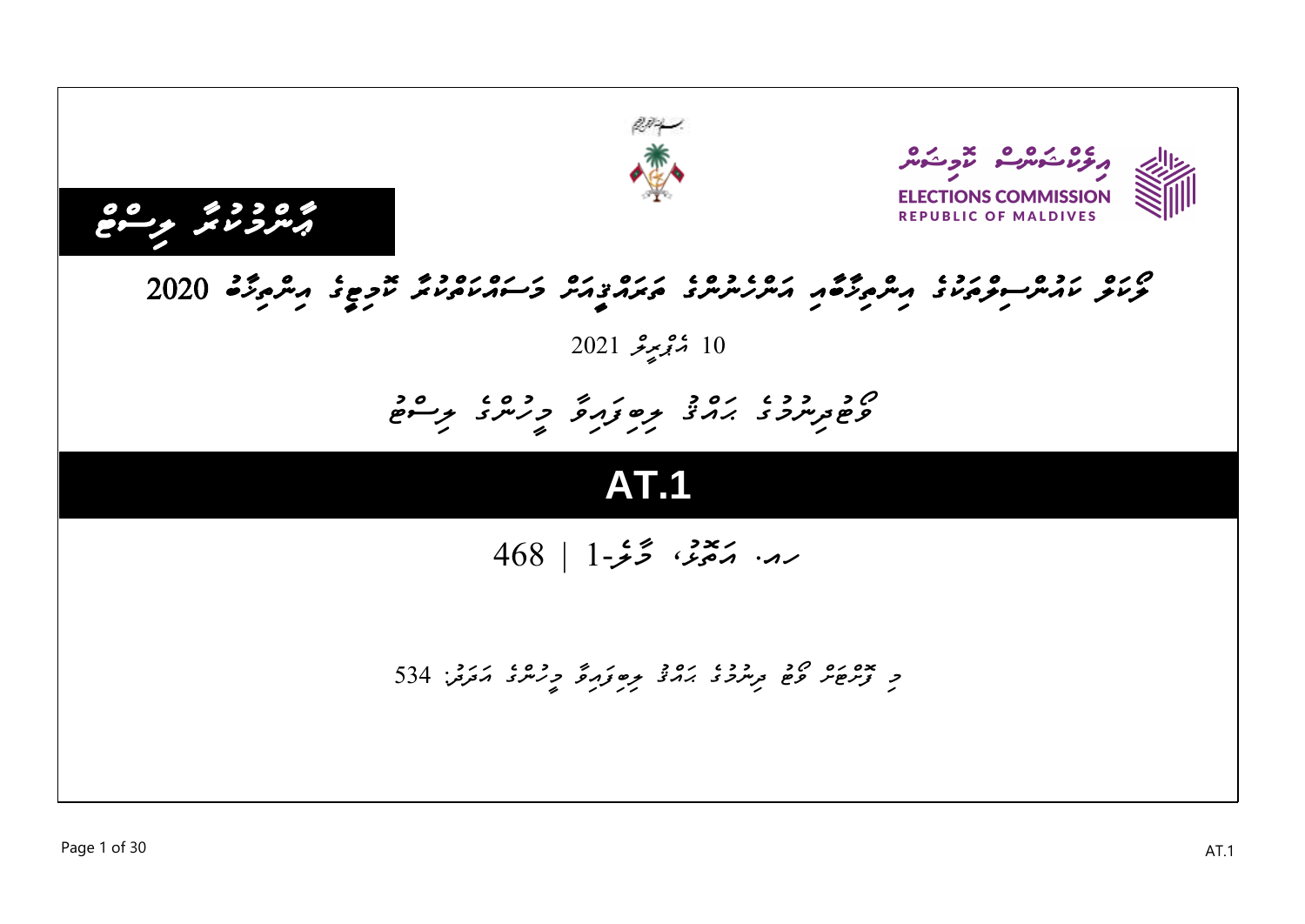ބިސްމިއްލާހިއްރަޙްމާނިއްރަޙީމް

އިލެކްޝަންސް ކޮމިޝަން

ELECTIONS COMMISSION
REPUBLIC OF MALDIVES

އަންނުމުކުރާ ލިސްޓް

# ލޯކަލް ކައުންސިލްތަކުގެ އިންތިޚާބާއި އަންހެނުންގެ ތަރައްޤީއަށް މަސައްކަތްކުރާ ކޮމިޓީގެ އިންތިޚާބު 2020

10 އޭޕްރީލް 2021

ވޯޓުދިނުމުގެ ހައްޤު ލިބިފައިވާ މީހުންގެ ލިސްޓު

# AT.1

ހއ. އަތޮޅު، މާލެ-1 | 468

މި ފޯރމަށް ވޯޓު ދިނުމުގެ ހައްޤު ލިބިފައިވާ މީހުންގެ އަދަދު: 534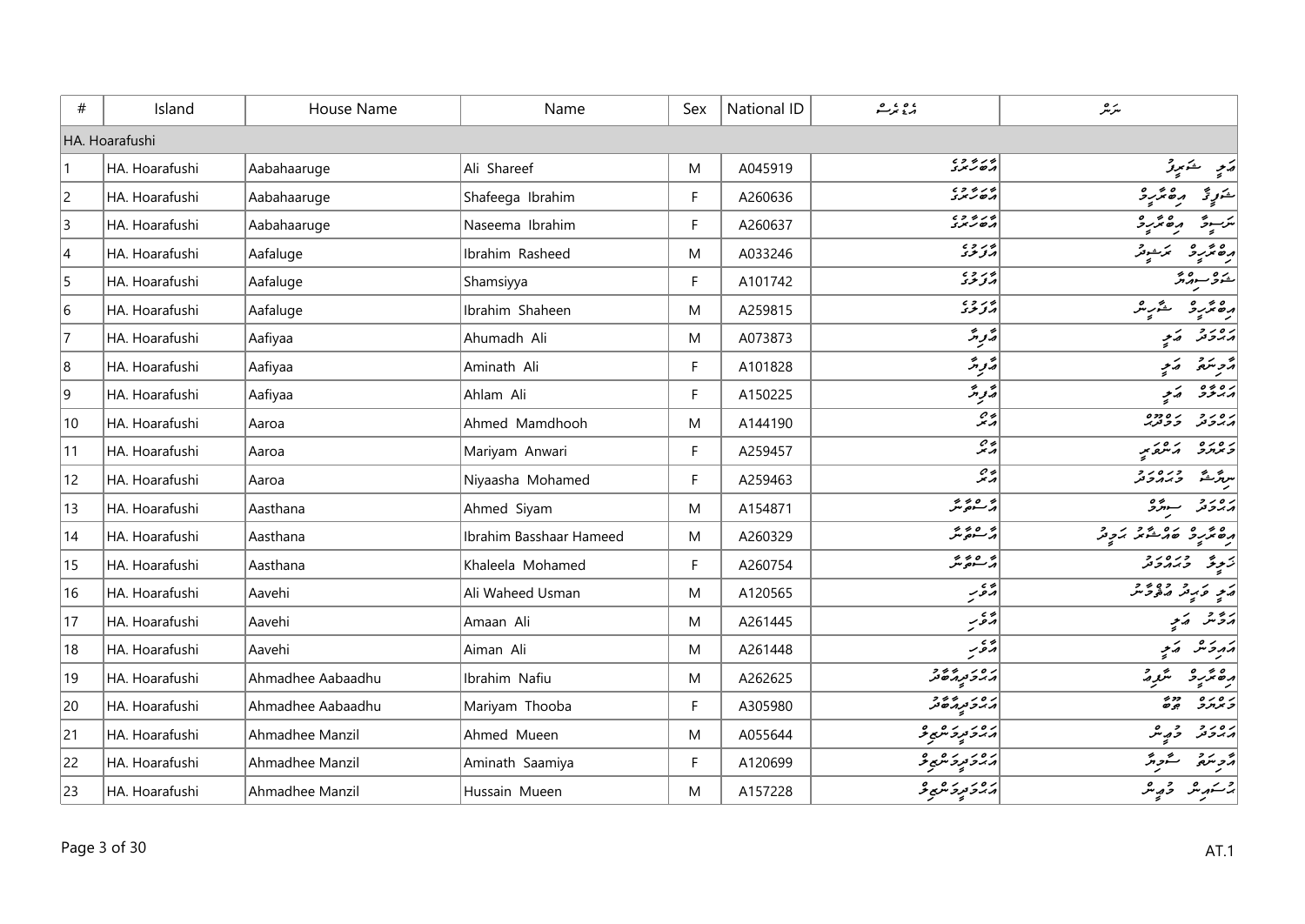| # | Island | House Name | Name | Sex | National ID | ގެއާއި ނަން | ނަން |
|---|---|---|---|---|---|---|---|
| HA. Hoarafushi | | | | | | | |
| 1 | HA. Hoarafushi | Aabahaaruge | Ali Shareef | M | A045919 | އާބަހާރުގެ | އަލި ޝަރީފު |
| 2 | HA. Hoarafushi | Aabahaaruge | Shafeega Ibrahim | F | A260636 | އާބަހާރުގެ | ޝަފީގާ އިބްރާހީމް |
| 3 | HA. Hoarafushi | Aabahaaruge | Naseema Ibrahim | F | A260637 | އާބަހާރުގެ | ނަސީމާ އިބްރާހީމް |
| 4 | HA. Hoarafushi | Aafaluge | Ibrahim Rasheed | M | A033246 | އާފަލުގެ | އިބްރާހީމް ރަޝީދު |
| 5 | HA. Hoarafushi | Aafaluge | Shamsiyya | F | A101742 | އާފަލުގެ | ޝަމްސިއްޔާ |
| 6 | HA. Hoarafushi | Aafaluge | Ibrahim Shaheen | M | A259815 | އާފަލުގެ | އިބްރާހީމް ޝާހީން |
| 7 | HA. Hoarafushi | Aafiyaa | Ahumadh Ali | M | A073873 | އާފިޔާ | އަހުމަދު އަލި |
| 8 | HA. Hoarafushi | Aafiyaa | Aminath Ali | F | A101828 | އާފިޔާ | އާމިނަތު އަލި |
| 9 | HA. Hoarafushi | Aafiyaa | Ahlam Ali | F | A150225 | އާފިޔާ | އަހުލާމް އަލި |
| 10 | HA. Hoarafushi | Aaroa | Ahmed Mamdhooh | M | A144190 | އާރޯ | އަހުމަދު މަމްދޫހު |
| 11 | HA. Hoarafushi | Aaroa | Mariyam Anwari | F | A259457 | އާރޯ | މަރިޔަމް އަންވަރީ |
| 12 | HA. Hoarafushi | Aaroa | Niyaasha Mohamed | F | A259463 | އާރޯ | ނިޔާޝާ މުހައްމަދު |
| 13 | HA. Hoarafushi | Aasthana | Ahmed Siyam | M | A154871 | އާސްތާނާ | އަހުމަދު ސިޔާމް |
| 14 | HA. Hoarafushi | Aasthana | Ibrahim Basshaar Hameed | M | A260329 | އާސްތާނާ | އިބްރާހީމް ބައްޝާރު ހަމީދު |
| 15 | HA. Hoarafushi | Aasthana | Khaleela Mohamed | F | A260754 | އާސްތާނާ | ޚަލީލާ މުހައްމަދު |
| 16 | HA. Hoarafushi | Aavehi | Ali Waheed Usman | M | A120565 | އާވެހި | އަލި ވަހީދު އުސްމާން |
| 17 | HA. Hoarafushi | Aavehi | Amaan Ali | M | A261445 | އާވެހި | އަމާން އަލި |
| 18 | HA. Hoarafushi | Aavehi | Aiman Ali | M | A261448 | އާވެހި | އައިމަން އަލި |
| 19 | HA. Hoarafushi | Ahmadhee Aabaadhu | Ibrahim Nafiu | M | A262625 | އަހުމަދީއާބާދު | އިބްރާހީމް ނާފިއު |
| 20 | HA. Hoarafushi | Ahmadhee Aabaadhu | Mariyam Thooba | F | A305980 | އަހުމަދީއާބާދު | މަރިޔަމް ތޫބާ |
| 21 | HA. Hoarafushi | Ahmadhee Manzil | Ahmed Mueen | M | A055644 | އަހުމަދީމަންޒިލް | އަހުމަދު މުޢީން |
| 22 | HA. Hoarafushi | Ahmadhee Manzil | Aminath Saamiya | F | A120699 | އަހުމަދީމަންޒިލް | އާމިނަތު ސާމިޔާ |
| 23 | HA. Hoarafushi | Ahmadhee Manzil | Hussain Mueen | M | A157228 | އަހުމަދީމަންޒިލް | ހުސައިން މުޢީން |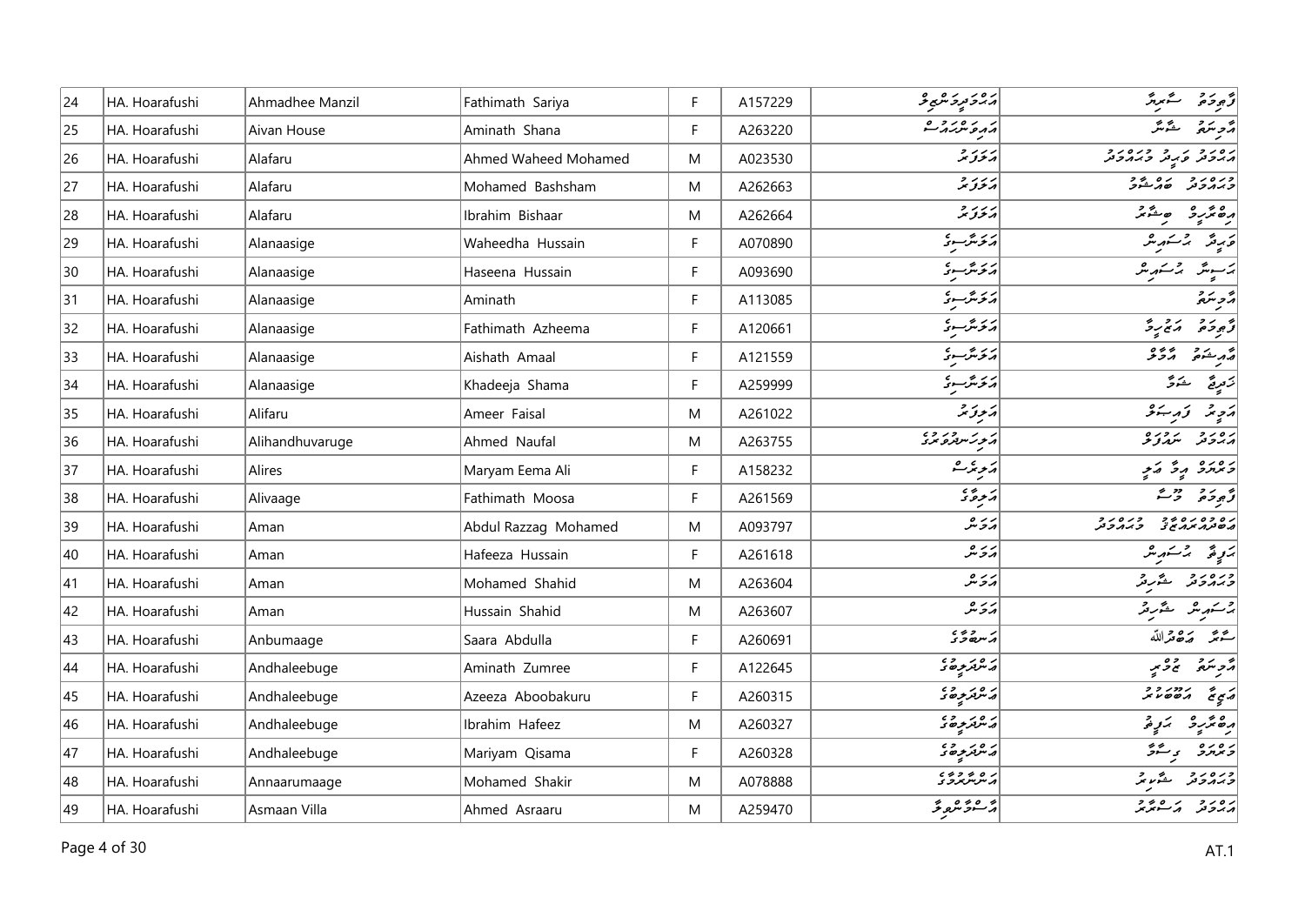| 24 | HA. Hoarafushi | Ahmadhee Manzil | Fathimath Sariya | F | A157229 | ރައްމަދީމަންޒިލް | ފާތިމަތު ސާރިޔާ |
|---|---|---|---|---|---|---|---|
| 25 | HA. Hoarafushi | Aivan House | Aminath Shana | F | A263220 | އައިވަންހައުސް | އާމިނަތު ޝާނާ |
| 26 | HA. Hoarafushi | Alafaru | Ahmed Waheed Mohamed | M | A023530 | އަލަފަރު | އަހުމަދު ވަހީދު މުހައްމަދު |
| 27 | HA. Hoarafushi | Alafaru | Mohamed Bashsham | M | A262663 | އަލަފަރު | މުހައްމަދު ބައްޝާމް |
| 28 | HA. Hoarafushi | Alafaru | Ibrahim Bishaar | M | A262664 | އަލަފަރު | އިބްރާހީމް ބިޝާރު |
| 29 | HA. Hoarafushi | Alanaasige | Waheedha Hussain | F | A070890 | އަލަނާސިގެ | ވަހީދާ ހުސައިން |
| 30 | HA. Hoarafushi | Alanaasige | Haseena Hussain | F | A093690 | އަލަނާސިގެ | ހަސީނާ ހުސައިން |
| 31 | HA. Hoarafushi | Alanaasige | Aminath | F | A113085 | އަލަނާސިގެ | އާމިނަތު |
| 32 | HA. Hoarafushi | Alanaasige | Fathimath Azheema | F | A120661 | އަލަނާސިގެ | ފާތިމަތު އަޒްހީމާ |
| 33 | HA. Hoarafushi | Alanaasige | Aishath Amaal | F | A121559 | އަލަނާސިގެ | އާއިޝަތު އަމާލް |
| 34 | HA. Hoarafushi | Alanaasige | Khadeeja Shama | F | A259999 | އަލަނާސިގެ | ޚަދީޖާ ޝަމާ |
| 35 | HA. Hoarafushi | Alifaru | Ameer Faisal | M | A261022 | އަލިފަރު | އަމީރު ފައިސަލް |
| 36 | HA. Hoarafushi | Alihandhuvaruge | Ahmed Naufal | M | A263755 | އަލިހަނދުވަރުގެ | އަހުމަދު ނައުފަލް |
| 37 | HA. Hoarafushi | Alires | Maryam Eema Ali | F | A158232 | އަލިރެސް | މަރިޔަމް އީމާ ޢަލީ |
| 38 | HA. Hoarafushi | Alivaage | Fathimath Moosa | F | A261569 | އަލިވާގެ | ފާތިމަތު މޫސާ |
| 39 | HA. Hoarafushi | Aman | Abdul Razzag Mohamed | M | A093797 | އަމަން | އަބްދުލްރައްޒާގު މުހައްމަދު |
| 40 | HA. Hoarafushi | Aman | Hafeeza Hussain | F | A261618 | އަމަން | ހަފީޒާ ހުސައިން |
| 41 | HA. Hoarafushi | Aman | Mohamed Shahid | M | A263604 | އަމަން | މުހައްމަދު ޝާހިދު |
| 42 | HA. Hoarafushi | Aman | Hussain Shahid | M | A263607 | އަމަން | ހުސައިން ޝާހިދު |
| 43 | HA. Hoarafushi | Anbumaage | Saara Abdulla | F | A260691 | އަނބުމާގެ | ސާރާ އަބްދުﷲ |
| 44 | HA. Hoarafushi | Andhaleebuge | Aminath Zumree | F | A122645 | އަނދަލީބުގެ | އާމިނަތު ޒުމްރީ |
| 45 | HA. Hoarafushi | Andhaleebuge | Azeeza Aboobakuru | F | A260315 | އަނދަލީބުގެ | އަޒީޒާ އަބޫބަކުރު |
| 46 | HA. Hoarafushi | Andhaleebuge | Ibrahim Hafeez | M | A260327 | އަނދަލީބުގެ | އިބްރާހީމް ހަފީޒު |
| 47 | HA. Hoarafushi | Andhaleebuge | Mariyam Qisama | F | A260328 | އަނދަލީބުގެ | މަރިޔަމް ޤިސާމާ |
| 48 | HA. Hoarafushi | Annaarumaage | Mohamed Shakir | M | A078888 | އަންނާރުމާގެ | މުހައްމަދު ޝާކިރު |
| 49 | HA. Hoarafushi | Asmaan Villa | Ahmed Asraaru | M | A259470 | އަސްމާންވިލާ | އަހުމަދު އަސްރާރު |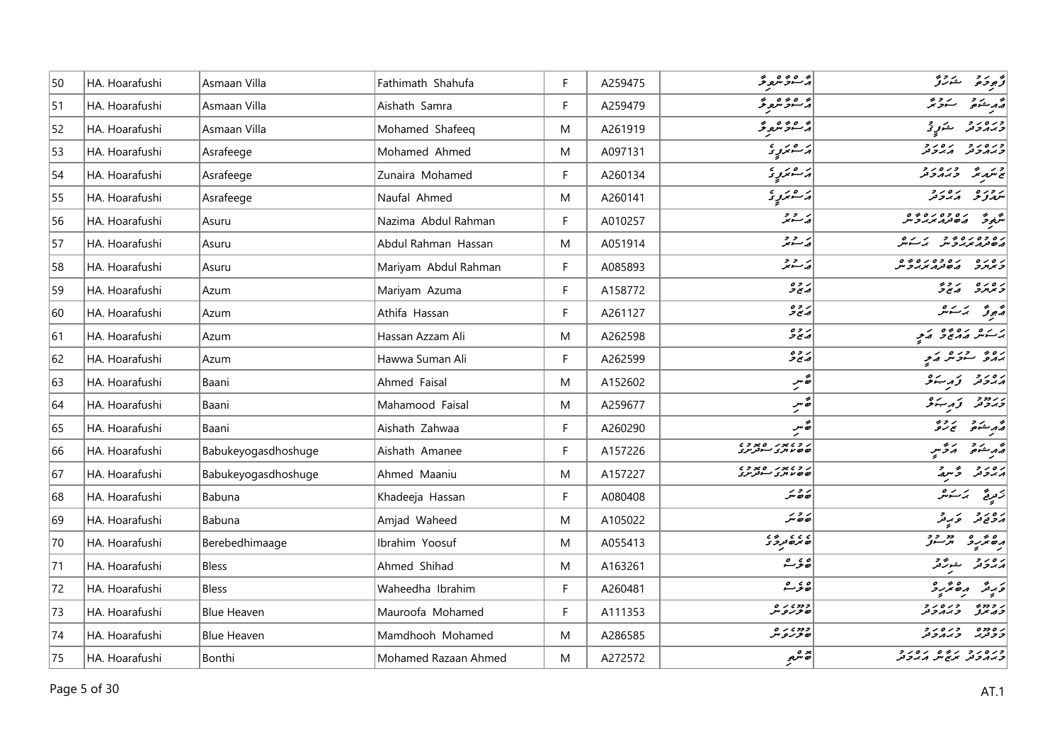| 50 | HA. Hoarafushi | Asmaan Villa | Fathimath Shahufa | F | A259475 | އަސްމާންވިލާ | ފާތިމަތު ޝަހުފާ |
|---|---|---|---|---|---|---|---|
| 51 | HA. Hoarafushi | Asmaan Villa | Aishath Samra | F | A259479 | އަސްމާންވިލާ | އައިޝަތު ސަމްރާ |
| 52 | HA. Hoarafushi | Asmaan Villa | Mohamed Shafeeq | M | A261919 | އަސްމާންވިލާ | މުޙައްމަދު ޝަފީޤު |
| 53 | HA. Hoarafushi | Asrafeege | Mohamed Ahmed | M | A097131 | އަސްރަފީގެ | މުޙައްމަދު އަޙްމަދު |
| 54 | HA. Hoarafushi | Asrafeege | Zunaira Mohamed | F | A260134 | އަސްރަފީގެ | ޒުނައިރާ މުޙައްމަދު |
| 55 | HA. Hoarafushi | Asrafeege | Naufal Ahmed | M | A260141 | އަސްރަފީގެ | ނައުފަލް އަޙްމަދު |
| 56 | HA. Hoarafushi | Asuru | Nazima Abdul Rahman | F | A010257 | އަސުރު | ނާޒިމާ އަބްދުއްރަޙްމާން |
| 57 | HA. Hoarafushi | Asuru | Abdul Rahman Hassan | M | A051914 | އަސުރު | އަބްދުއްރަޙްމާން ޙަސަން |
| 58 | HA. Hoarafushi | Asuru | Mariyam Abdul Rahman | F | A085893 | އަސުރު | މަރިޔަމް އަބްދުއްރަޙްމާން |
| 59 | HA. Hoarafushi | Azum | Mariyam Azuma | F | A158772 | އަޒުމް | މަރިޔަމް އަޒުމާ |
| 60 | HA. Hoarafushi | Azum | Athifa Hassan | F | A261127 | އަޒުމް | އާތިފާ ޙަސަން |
| 61 | HA. Hoarafushi | Azum | Hassan Azzam Ali | M | A262598 | އަޒުމް | ޙަސަން އައްޒާމް ޢަލީ |
| 62 | HA. Hoarafushi | Azum | Hawwa Suman Ali | F | A262599 | އަޒުމް | ޙައްވާ ސުމަން ޢަލީ |
| 63 | HA. Hoarafushi | Baani | Ahmed Faisal | M | A152602 | ބާނި | އަޙްމަދު ފައިސަލް |
| 64 | HA. Hoarafushi | Baani | Mahamood Faisal | M | A259677 | ބާނި | މަޙްމޫދު ފައިސަލް |
| 65 | HA. Hoarafushi | Baani | Aishath Zahwaa | F | A260290 | ބާނި | އައިޝަތު ޒަހުވާ |
| 66 | HA. Hoarafushi | Babukeyogasdhoshuge | Aishath Amanee | F | A157226 | ބަބުކެޔޮގަސްދޮށުގެ | އައިޝަތު އަމާނީ |
| 67 | HA. Hoarafushi | Babukeyogasdhoshuge | Ahmed Maaniu | M | A157227 | ބަބުކެޔޮގަސްދޮށުގެ | އަޙްމަދު މާނިއު |
| 68 | HA. Hoarafushi | Babuna | Khadeeja Hassan | F | A080408 | ބަބުނަ | ޚަދީޖާ ޙަސަން |
| 69 | HA. Hoarafushi | Babuna | Amjad Waheed | M | A105022 | ބަބުނަ | އަމްޖަދު ވަޙީދު |
| 70 | HA. Hoarafushi | Berebedhimaage | Ibrahim Yoosuf | M | A055413 | ބެރެބެދިމާގެ | އިބްރާހީމް ޔޫސުފް |
| 71 | HA. Hoarafushi | Bless | Ahmed Shihad | M | A163261 | ބްލެސް | އަޙްމަދު ޝިހާދު |
| 72 | HA. Hoarafushi | Bless | Waheedha Ibrahim | F | A260481 | ބްލެސް | ވަޙީދާ އިބްރާހީމް |
| 73 | HA. Hoarafushi | Blue Heaven | Mauroofa Mohamed | F | A111353 | ބްލޫހެވެން | މައުރޫފާ މުޙައްމަދު |
| 74 | HA. Hoarafushi | Blue Heaven | Mamdhooh Mohamed | M | A286585 | ބްލޫހެވެން | މަމްދޫޙު މުޙައްމަދު |
| 75 | HA. Hoarafushi | Bonthi | Mohamed Razaan Ahmed | M | A272572 | ބޮންތި | މުޙައްމަދު ރަޒާން އަޙްމަދު |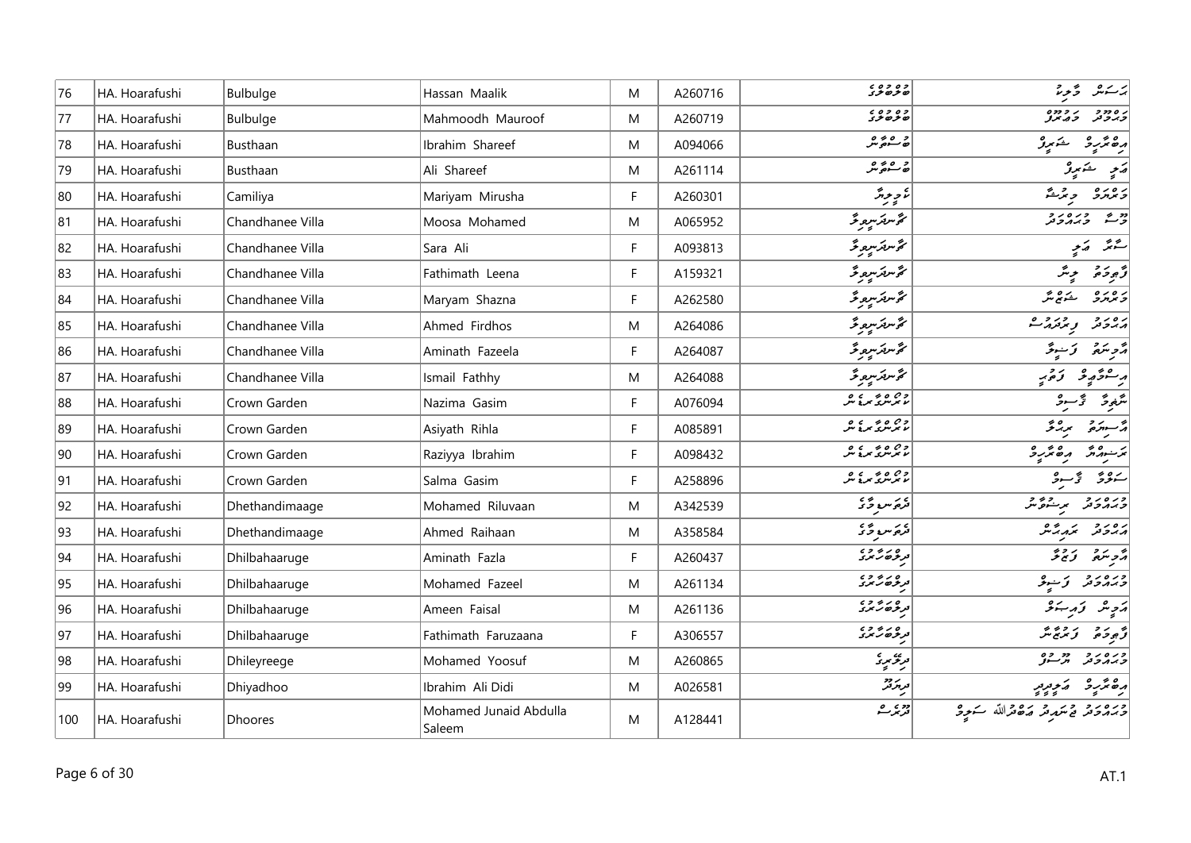| 76 | HA. Hoarafushi | Bulbulge | Hassan Maalik | M | A260716 | ޞުލްބުލްގެ | ހަސަން މާލިކު |
|---|---|---|---|---|---|---|---|
| 77 | HA. Hoarafushi | Bulbulge | Mahmoodh Mauroof | M | A260719 | ބުލްބުލްގެ | މަޙްމޫދު މައުރޫފު |
| 78 | HA. Hoarafushi | Busthaan | Ibrahim Shareef | M | A094066 | ބުސްތާން | އިބްރާހީމް ޝަރީފް |
| 79 | HA. Hoarafushi | Busthaan | Ali Shareef | M | A261114 | ބުސްތާން | އަލި ޝަރީފް |
| 80 | HA. Hoarafushi | Camiliya | Mariyam Mirusha | F | A260301 | ކެމިލިޔާ | މަރިޔަމް މިރުޝާ |
| 81 | HA. Hoarafushi | Chandhanee Villa | Moosa Mohamed | M | A065952 | ޗަންދަނީވިލާ | މޫސާ މުހައްމަދު |
| 82 | HA. Hoarafushi | Chandhanee Villa | Sara Ali | F | A093813 | ޗަންދަނީވިލާ | ސާރާ އަލި |
| 83 | HA. Hoarafushi | Chandhanee Villa | Fathimath Leena | F | A159321 | ޗަންދަނީވިލާ | ފާތިމަތު ލީނާ |
| 84 | HA. Hoarafushi | Chandhanee Villa | Maryam Shazna | F | A262580 | ޗަންދަނީވިލާ | މަރްޔަމް ޝަޒްނާ |
| 85 | HA. Hoarafushi | Chandhanee Villa | Ahmed Firdhos | M | A264086 | ޗަންދަނީވިލާ | އަޙްމަދު ފިރްދައުސް |
| 86 | HA. Hoarafushi | Chandhanee Villa | Aminath Fazeela | F | A264087 | ޗަންދަނީވިލާ | އާމިނަތު ފަޟީލާ |
| 87 | HA. Hoarafushi | Chandhanee Villa | Ismail Fathhy | M | A264088 | ޗަންދަނީވިލާ | އިސްމާއިލް ފަތުޙީ |
| 88 | HA. Hoarafushi | Crown Garden | Nazima Gasim | F | A076094 | ކްރައުންގާރޑަން | ނާޒިމާ ޤާސިމް |
| 89 | HA. Hoarafushi | Crown Garden | Asiyath Rihla | F | A085891 | ކްރައުންގާރޑަން | އާސިޔަތު ރިޙްލާ |
| 90 | HA. Hoarafushi | Crown Garden | Raziyya Ibrahim | F | A098432 | ކްރައުންގާރޑަން | ރަޟިއްޔާ އިބްރާހީމް |
| 91 | HA. Hoarafushi | Crown Garden | Salma Gasim | F | A258896 | ކްރައުންގާރޑަން | ސަލްމާ ޤާސިމް |
| 92 | HA. Hoarafushi | Dhethandimaage | Mohamed Riluvaan | M | A342539 | ދެތަންދިމާގެ | މުހައްމަދު ރިލުވާން |
| 93 | HA. Hoarafushi | Dhethandimaage | Ahmed Raihaan | M | A358584 | ދެތަންދިމާގެ | އަޙްމަދު ރައިހާން |
| 94 | HA. Hoarafushi | Dhilbahaaruge | Aminath Fazla | F | A260437 | ދިލްބަހާރުގެ | އާމިނަތު ފަޟްލާ |
| 95 | HA. Hoarafushi | Dhilbahaaruge | Mohamed Fazeel | M | A261134 | ދިލްބަހާރުގެ | މުހައްމަދު ފަޟީލް |
| 96 | HA. Hoarafushi | Dhilbahaaruge | Ameen Faisal | M | A261136 | ދިލްބަހާރުގެ | އަމީން ފައިސަލް |
| 97 | HA. Hoarafushi | Dhilbahaaruge | Fathimath Faruzaana | F | A306557 | ދިލްބަހާރުގެ | ފާތިމަތު ފަރުޒާނާ |
| 98 | HA. Hoarafushi | Dhileyreege | Mohamed Yoosuf | M | A260865 | ދިލޭރީގެ | މުހައްމަދު ޔޫސުފް |
| 99 | HA. Hoarafushi | Dhiyadhoo | Ibrahim Ali Didi | M | A026581 | ދިޔަދޫ | އިބްރާހީމް އަލިދީދީ |
| 100 | HA. Hoarafushi | Dhoores | Mohamed Junaid Abdulla Saleem | M | A128441 | ދޫރެސް | މުހައްމަދު ޖުނައިދު އަބްދުﷲ ސަލީމް |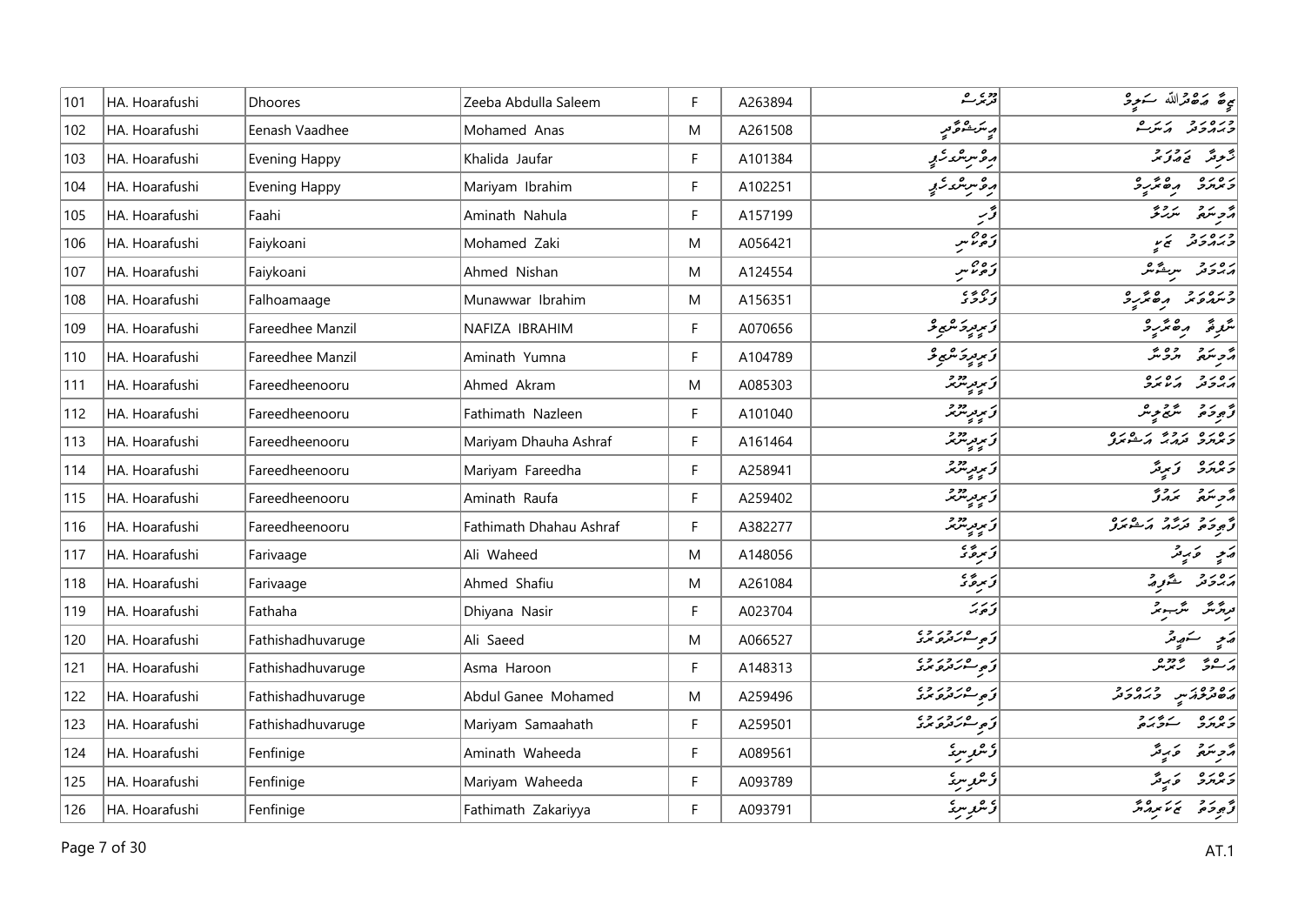| 101 | HA. Hoarafushi | Dhoores | Zeeba Abdulla Saleem | F | A263894 | ދޫރެސް | ޒީބާ އަބްދުﷲ ސަލީމް |
|---|---|---|---|---|---|---|---|
| 102 | HA. Hoarafushi | Eenash Vaadhee | Mohamed Anas | M | A261508 | އީނާޝްވާދީ | މުހައްމަދު އަނަސް |
| 103 | HA. Hoarafushi | Evening Happy | Khalida Jaufar | F | A101384 | އިވްނިންގހެޕީ | ޚާލިދާ ޖައުފަރު |
| 104 | HA. Hoarafushi | Evening Happy | Mariyam Ibrahim | F | A102251 | އިވްނިންގހެޕީ | މަރިޔަމް އިބްރާހީމް |
| 105 | HA. Hoarafushi | Faahi | Aminath Nahula | F | A157199 | ފާހި | އާމިނަތު ނަހުލާ |
| 106 | HA. Hoarafushi | Faiykoani | Mohamed Zaki | M | A056421 | ފައިކޯނި | މުހައްމަދު ޒަކީ |
| 107 | HA. Hoarafushi | Faiykoani | Ahmed Nishan | M | A124554 | ފައިކޯނި | އަހުމަދު ނިޝާން |
| 108 | HA. Hoarafushi | Falhoamaage | Munawwar Ibrahim | M | A156351 | ފަޅޯމާގެ | މުނައްވަރު އިބްރާހީމް |
| 109 | HA. Hoarafushi | Fareedhee Manzil | NAFIZA IBRAHIM | F | A070656 | ފަރީދީމަންޒިލް | ނާފިޒާ އިބްރާހީމް |
| 110 | HA. Hoarafushi | Fareedhee Manzil | Aminath Yumna | F | A104789 | ފަރީދީމަންޒިލް | އާމިނަތު ޔުމްނާ |
| 111 | HA. Hoarafushi | Fareedheenooru | Ahmed Akram | M | A085303 | ފަރީދީނޫރު | އަހުމަދު އަކްރަމް |
| 112 | HA. Hoarafushi | Fareedheenooru | Fathimath Nazleen | F | A101040 | ފަރީދީނޫރު | ފާތިމަތު ނަޒްލީން |
| 113 | HA. Hoarafushi | Fareedheenooru | Mariyam Dhauha Ashraf | F | A161464 | ފަރީދީނޫރު | މަރިޔަމް ދަޢުހާ އަޝްރަފް |
| 114 | HA. Hoarafushi | Fareedheenooru | Mariyam Fareedha | F | A258941 | ފަރީދީނޫރު | މަރިޔަމް ފަރީދާ |
| 115 | HA. Hoarafushi | Fareedheenooru | Aminath Raufa | F | A259402 | ފަރީދީނޫރު | އާމިނަތު ރައުފާ |
| 116 | HA. Hoarafushi | Fareedheenooru | Fathimath Dhahau Ashraf | F | A382277 | ފަރީދީނޫރު | ފާތިމަތު ދަހައު އަޝްރަފް |
| 117 | HA. Hoarafushi | Farivaage | Ali Waheed | M | A148056 | ފަރިވާގެ | އަލި ވަހީދު |
| 118 | HA. Hoarafushi | Farivaage | Ahmed Shafiu | M | A261084 | ފަރިވާގެ | އަހުމަދު ޝާފިއު |
| 119 | HA. Hoarafushi | Fathaha | Dhiyana Nasir | F | A023704 | ފަތަހަ | ދިޔާނާ ނާޞިރު |
| 120 | HA. Hoarafushi | Fathishadhuvaruge | Ali Saeed | M | A066527 | ފަތިސްއަދުވަރުގެ | އަލި ސައީދު |
| 121 | HA. Hoarafushi | Fathishadhuvaruge | Asma Haroon | F | A148313 | ފަތިސްއަދުވަރުގެ | އަސްމާ ހާރޫން |
| 122 | HA. Hoarafushi | Fathishadhuvaruge | Abdul Ganee Mohamed | M | A259496 | ފަތިސްއަދުވަރުގެ | އަބްދުލްޣަނީ މުހައްމަދު |
| 123 | HA. Hoarafushi | Fathishadhuvaruge | Mariyam Samaahath | F | A259501 | ފަތިސްއަދުވަރުގެ | މަރިޔަމް ސަމާހަތު |
| 124 | HA. Hoarafushi | Fenfinige | Aminath Waheeda | F | A089561 | ފެންފިނިގެ | އާމިނަތު ވަހީދާ |
| 125 | HA. Hoarafushi | Fenfinige | Mariyam Waheeda | F | A093789 | ފެންފިނިގެ | މަރިޔަމް ވަހީދާ |
| 126 | HA. Hoarafushi | Fenfinige | Fathimath Zakariyya | F | A093791 | ފެންފިނިގެ | ފާތިމަތު ޒަކަރިއްޔާ |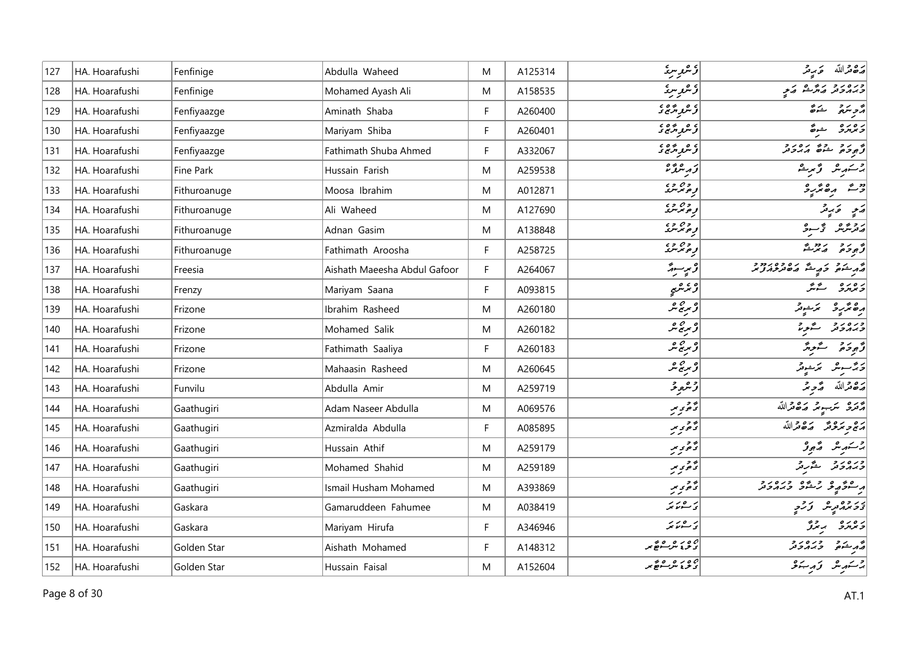| 127 | HA. Hoarafushi | Fenfinige | Abdulla Waheed | M | A125314 | ފެންފިނިގެ | އަބްދުﷲ ވަހީދު |
|---|---|---|---|---|---|---|---|
| 128 | HA. Hoarafushi | Fenfinige | Mohamed Ayash Ali | M | A158535 | ފެންފިނިގެ | މުހައްމަދު އައްޔާޝް އަލި |
| 129 | HA. Hoarafushi | Fenfiyaazge | Aminath Shaba | F | A260400 | ފެންފިޔާޒްގެ | އާމިނަތު ޝަބާ |
| 130 | HA. Hoarafushi | Fenfiyaazge | Mariyam Shiba | F | A260401 | ފެންފިޔާޒްގެ | މަރިޔަމް ޝިބާ |
| 131 | HA. Hoarafushi | Fenfiyaazge | Fathimath Shuba Ahmed | F | A332067 | ފެންފިޔާޒްގެ | ފާތިމަތު ޝުބާ އަހުމަދު |
| 132 | HA. Hoarafushi | Fine Park | Hussain Farish | M | A259538 | ފައިންޕާކް | ހުސައިން ފާރިޝް |
| 133 | HA. Hoarafushi | Fithuroanuge | Moosa Ibrahim | M | A012871 | ފިތުރޯނުގެ | މޫސާ އިބްރާހީމް |
| 134 | HA. Hoarafushi | Fithuroanuge | Ali Waheed | M | A127690 | ފިތުރޯނުގެ | އަލި ވަހީދު |
| 135 | HA. Hoarafushi | Fithuroanuge | Adnan Gasim | M | A138848 | ފިތުރޯނުގެ | އަދުނާން ގާސިމް |
| 136 | HA. Hoarafushi | Fithuroanuge | Fathimath Aroosha | F | A258725 | ފިތުރޯނުގެ | ފާތިމަތު އަރޫޝާ |
| 137 | HA. Hoarafushi | Freesia | Aishath Maeesha Abdul Gafoor | F | A264067 | ފްރީސިއާ | އާއިޝަތު މައީޝާ އަބްދުލްޣަފޫރު |
| 138 | HA. Hoarafushi | Frenzy | Mariyam Saana | F | A093815 | ފްރެންޒީ | މަރިޔަމް ސާނާ |
| 139 | HA. Hoarafushi | Frizone | Ibrahim Rasheed | M | A260180 | ފްރިޒޯން | އިބްރާހީމް ރަޝީދު |
| 140 | HA. Hoarafushi | Frizone | Mohamed Salik | M | A260182 | ފްރިޒޯން | މުހައްމަދު ސާލިކު |
| 141 | HA. Hoarafushi | Frizone | Fathimath Saaliya | F | A260183 | ފްރިޒޯން | ފާތިމަތު ސާލިޔާ |
| 142 | HA. Hoarafushi | Frizone | Mahaasin Rasheed | M | A260645 | ފްރިޒޯން | މަހާސިން ރަޝީދު |
| 143 | HA. Hoarafushi | Funvilu | Abdulla Amir | M | A259719 | ފުންވިލު | އަބްދުﷲ އާމިރު |
| 144 | HA. Hoarafushi | Gaathugiri | Adam Naseer Abdulla | M | A069576 | ގާތުގިރި | އާދަމް ނަސީރު އަބްދުﷲ |
| 145 | HA. Hoarafushi | Gaathugiri | Azmiralda Abdulla | F | A085895 | ގާތުގިރި | އަޒްމިރަލްޑާ އަބްދުﷲ |
| 146 | HA. Hoarafushi | Gaathugiri | Hussain Athif | M | A259179 | ގާތުގިރި | ހުސައިން އާތިފް |
| 147 | HA. Hoarafushi | Gaathugiri | Mohamed Shahid | M | A259189 | ގާތުގިރި | މުހައްމަދު ޝާހިދު |
| 148 | HA. Hoarafushi | Gaathugiri | Ismail Husham Mohamed | M | A393869 | ގާތުގިރި | އިސްމާއީލް ހުޝާމް މުހައްމަދު |
| 149 | HA. Hoarafushi | Gaskara | Gamaruddeen Fahumee | M | A038419 | ގަސްކަރަ | ގަމަރުއްދީން ފަހުމީ |
| 150 | HA. Hoarafushi | Gaskara | Mariyam Hirufa | F | A346946 | ގަސްކަރަ | މަރިޔަމް ހިރުފާ |
| 151 | HA. Hoarafushi | Golden Star | Aishath Mohamed | F | A148312 | ގޯލްޑަންސްޓާރ | އާއިޝަތު މުހައްމަދު |
| 152 | HA. Hoarafushi | Golden Star | Hussain Faisal | M | A152604 | ގޯލްޑަންސްޓާރ | ހުސައިން ފައިސަލް |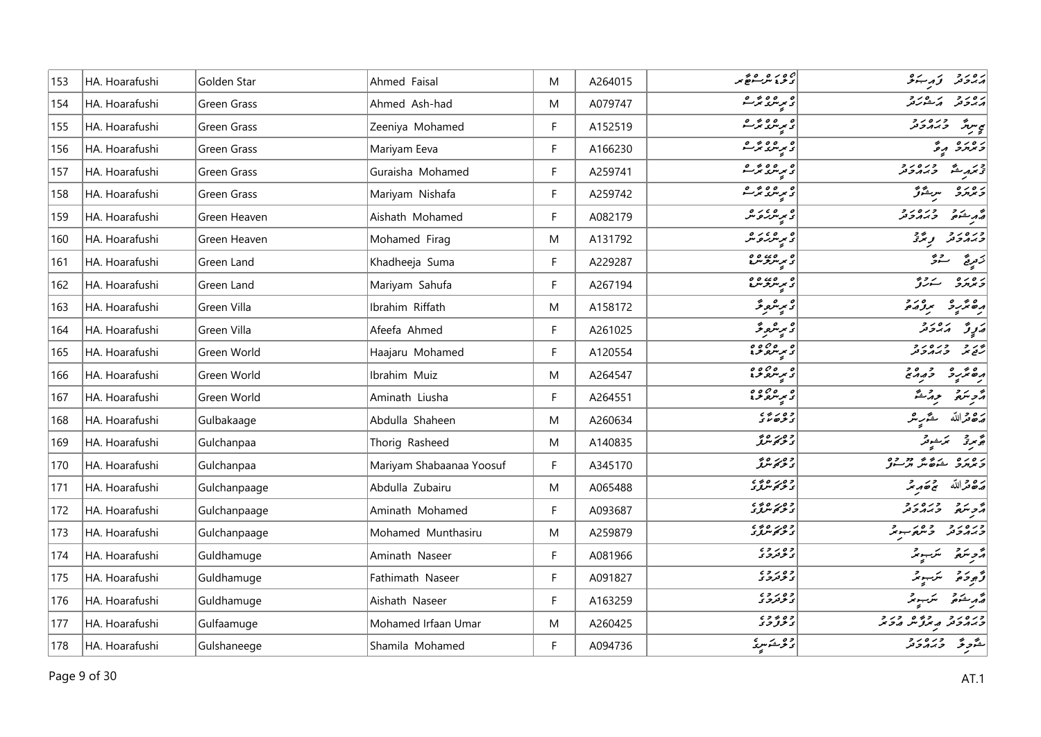| 153 | HA. Hoarafushi | Golden Star | Ahmed Faisal | M | A264015 | ގޯލްޑަން ސްޓާރ | އަހުމަދު ފައިސަލް |
|---|---|---|---|---|---|---|---|
| 154 | HA. Hoarafushi | Green Grass | Ahmed Ash-had | M | A079747 | ގްރީން ގްރާސް | އަހުމަދު އަޝްހަދު |
| 155 | HA. Hoarafushi | Green Grass | Zeeniya Mohamed | F | A152519 | ގްރީން ގްރާސް | ޒީނިޔާ މުހައްމަދު |
| 156 | HA. Hoarafushi | Green Grass | Mariyam Eeva | F | A166230 | ގްރީން ގްރާސް | މަރިޔަމް އީވާ |
| 157 | HA. Hoarafushi | Green Grass | Guraisha Mohamed | F | A259741 | ގްރީން ގްރާސް | ގުރައިޝާ މުހައްމަދު |
| 158 | HA. Hoarafushi | Green Grass | Mariyam Nishafa | F | A259742 | ގްރީން ގްރާސް | މަރިޔަމް ނިޝާފާ |
| 159 | HA. Hoarafushi | Green Heaven | Aishath Mohamed | F | A082179 | ގްރީން ހެވަން | އައިޝަތު މުހައްމަދު |
| 160 | HA. Hoarafushi | Green Heaven | Mohamed Firag | M | A131792 | ގްރީން ހެވަން | މުހައްމަދު ފިރާގު |
| 161 | HA. Hoarafushi | Green Land | Khadheeja Suma | F | A229287 | ގްރީން ލޭންޑް | ޚަދީޖާ ސުމާ |
| 162 | HA. Hoarafushi | Green Land | Mariyam Sahufa | F | A267194 | ގްރީން ލޭންޑް | މަރިޔަމް ސަހުފާ |
| 163 | HA. Hoarafushi | Green Villa | Ibrahim Riffath | M | A158172 | ގްރީންވިލާ | އިބްރާހިމް ރިއްފަތު |
| 164 | HA. Hoarafushi | Green Villa | Afeefa Ahmed | F | A261025 | ގްރީންވިލާ | އަފީފާ އަހުމަދު |
| 165 | HA. Hoarafushi | Green World | Haajaru Mohamed | F | A120554 | ގްރީންވޯލްޑް | ހާޖަރު މުހައްމަދު |
| 166 | HA. Hoarafushi | Green World | Ibrahim Muiz | M | A264547 | ގްރީންވޯލްޑް | އިބްރާހިމް މުއިއްޒު |
| 167 | HA. Hoarafushi | Green World | Aminath Liusha | F | A264551 | ގްރީންވޯލްޑް | އާމިނަތު ލިއުޝާ |
| 168 | HA. Hoarafushi | Gulbakaage | Abdulla Shaheen | M | A260634 | ގުލްބަކާގެ | އަބްދުﷲ ޝާހީން |
| 169 | HA. Hoarafushi | Gulchanpaa | Thorig Rasheed | M | A140835 | ގުލްޗަންޕާ | ތާރިޤު ރަޝީދު |
| 170 | HA. Hoarafushi | Gulchanpaa | Mariyam Shabaanaa Yoosuf | F | A345170 | ގުލްޗަންޕާ | މަރިޔަމް ޝަބާނާ ޔޫސުފް |
| 171 | HA. Hoarafushi | Gulchanpaage | Abdulla Zubairu | M | A065488 | ގުލްޗަންޕާގެ | އަބްދުﷲ ޒުބައިރު |
| 172 | HA. Hoarafushi | Gulchanpaage | Aminath Mohamed | F | A093687 | ގުލްޗަންޕާގެ | އާމިނަތު މުހައްމަދު |
| 173 | HA. Hoarafushi | Gulchanpaage | Mohamed Munthasiru | M | A259879 | ގުލްޗަންޕާގެ | މުހައްމަދު މުންތަސިރު |
| 174 | HA. Hoarafushi | Guldhamuge | Aminath Naseer | F | A081966 | ގުލްދަމުގެ | އާމިނަތު ނަސީރު |
| 175 | HA. Hoarafushi | Guldhamuge | Fathimath Naseer | F | A091827 | ގުލްދަމުގެ | ފާތިމަތު ނަސީރު |
| 176 | HA. Hoarafushi | Guldhamuge | Aishath Naseer | F | A163259 | ގުލްދަމުގެ | އައިޝަތު ނަސީރު |
| 177 | HA. Hoarafushi | Gulfaamuge | Mohamed Irfaan Umar | M | A260425 | ގުލްފާމުގެ | މުހައްމަދު އިރްފާން އުމަރު |
| 178 | HA. Hoarafushi | Gulshaneege | Shamila Mohamed | F | A094736 | ގުލްޝަނީގެ | ޝާމިލާ މުހައްމަދު |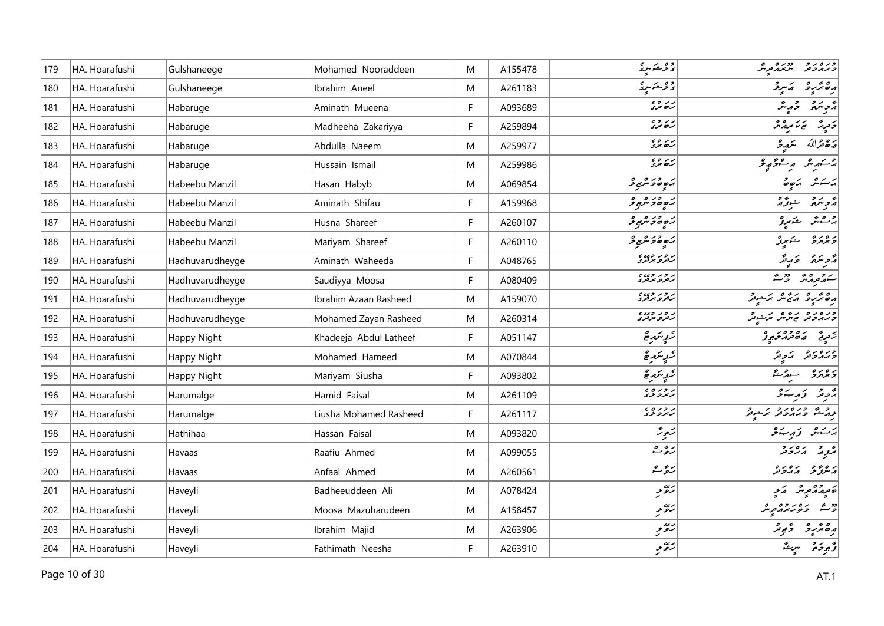| 179 | HA. Hoarafushi | Gulshaneege | Mohamed Nooraddeen | M | A155478 | ގުލްޝަނީގެ | މުހައްމަދު ނޫރައްދީން |
|---|---|---|---|---|---|---|---|
| 180 | HA. Hoarafushi | Gulshaneege | Ibrahim Aneel | M | A261183 | ގުލްޝަނީގެ | އިބްރާހީމް އަނީލް |
| 181 | HA. Hoarafushi | Habaruge | Aminath Mueena | F | A093689 | ހަބަރުގެ | އާމިނަތު މުއީނާ |
| 182 | HA. Hoarafushi | Habaruge | Madheeha Zakariyya | F | A259894 | ހަބަރުގެ | މަދީހާ ޒަކަރިއްޔާ |
| 183 | HA. Hoarafushi | Habaruge | Abdulla Naeem | M | A259977 | ހަބަރުގެ | އަބްދުﷲ ނައީމް |
| 184 | HA. Hoarafushi | Habaruge | Hussain Ismail | M | A259986 | ހަބަރުގެ | ހުސައިން އިސްމާއީލް |
| 185 | HA. Hoarafushi | Habeebu Manzil | Hasan Habyb | M | A069854 | ހަބީބުމަންޒިލް | ހަސަން ހަބީބް |
| 186 | HA. Hoarafushi | Habeebu Manzil | Aminath Shifau | F | A159968 | ހަބީބުމަންޒިލް | އާމިނަތު ޝިފާއު |
| 187 | HA. Hoarafushi | Habeebu Manzil | Husna Shareef | F | A260107 | ހަބީބުމަންޒިލް | ހުސްނާ ޝަރީފް |
| 188 | HA. Hoarafushi | Habeebu Manzil | Mariyam Shareef | F | A260110 | ހަބީބުމަންޒިލް | މަރިޔަމް ޝަރީފް |
| 189 | HA. Hoarafushi | Hadhuvarudheyge | Aminath Waheeda | F | A048765 | ހަދުވަރުދޭގެ | އާމިނަތު ވަހީދާ |
| 190 | HA. Hoarafushi | Hadhuvarudheyge | Saudiyya Moosa | F | A080409 | ހަދުވަރުދޭގެ | ސައުދިއްޔާ މޫސާ |
| 191 | HA. Hoarafushi | Hadhuvarudheyge | Ibrahim Azaan Rasheed | M | A159070 | ހަދުވަރުދޭގެ | އިބްރާހީމް އަޒާން ރަޝީދު |
| 192 | HA. Hoarafushi | Hadhuvarudheyge | Mohamed Zayan Rasheed | M | A260314 | ހަދުވަރުދޭގެ | މުހައްމަދު ޒަޔާން ރަޝީދު |
| 193 | HA. Hoarafushi | Happy Night | Khadeeja Abdul Latheef | F | A051147 | ހެޕީނައިޓް | ޚަދީޖާ އަބްދުއްލަޠީފް |
| 194 | HA. Hoarafushi | Happy Night | Mohamed Hameed | M | A070844 | ހެޕީނައިޓް | މުހައްމަދު ހަމީދު |
| 195 | HA. Hoarafushi | Happy Night | Mariyam Siusha | F | A093802 | ހެޕީނައިޓް | މަރިޔަމް ސިއުޝާ |
| 196 | HA. Hoarafushi | Harumalge | Hamid Faisal | M | A261109 | ހަރުމަލްގެ | ހާމިދު ފައިސަލް |
| 197 | HA. Hoarafushi | Harumalge | Liusha Mohamed Rasheed | F | A261117 | ހަރުމަލްގެ | ލިއުޝާ މުހައްމަދު ރަޝީދު |
| 198 | HA. Hoarafushi | Hathihaa | Hassan Faisal | M | A093820 | ހަތިހާ | ހަސަން ފައިސަލް |
| 199 | HA. Hoarafushi | Havaas | Raafiu Ahmed | M | A099055 | ހަވާސް | ރާފިއު އަހްމަދު |
| 200 | HA. Hoarafushi | Havaas | Anfaal Ahmed | M | A260561 | ހަވާސް | އަންފާލް އަހްމަދު |
| 201 | HA. Hoarafushi | Haveyli | Badheeuddeen Ali | M | A078424 | ހަވේލި | ބަދީއުއްދީން އަލި |
| 202 | HA. Hoarafushi | Haveyli | Moosa Mazuharudeen | M | A158457 | ހަވޭލި | މޫސާ މަޒުހަރުއްދީން |
| 203 | HA. Hoarafushi | Haveyli | Ibrahim Majid | M | A263906 | ހަވޭލި | އިބްރާހީމް މާޖިދު |
| 204 | HA. Hoarafushi | Haveyli | Fathimath Neesha | F | A263910 | ހަވޭލި | ފާތިމަތު ނީޝާ |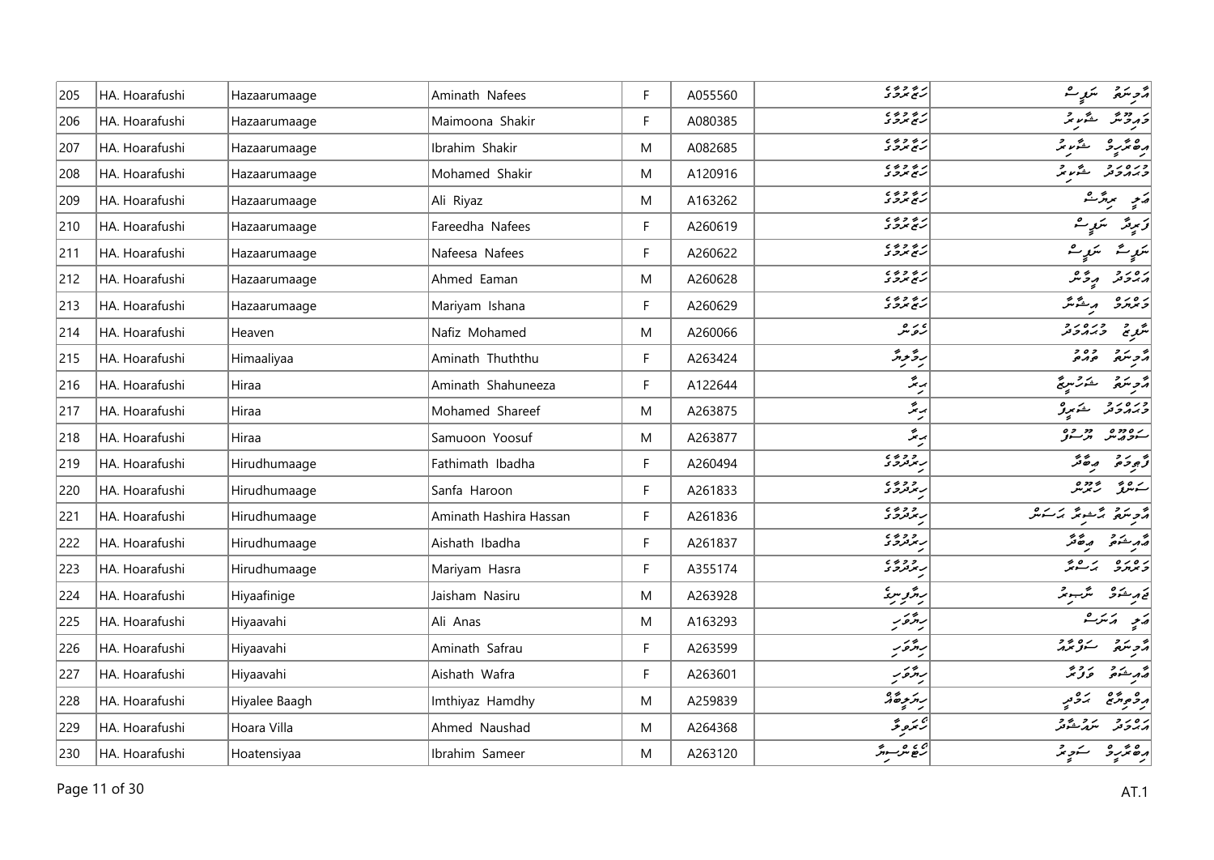| 205 | HA. Hoarafushi | Hazaarumaage | Aminath Nafees | F | A055560 | ޒަހާރުމާގެ | އާމިނަތު ނަފީސް |
|---|---|---|---|---|---|---|---|
| 206 | HA. Hoarafushi | Hazaarumaage | Maimoona Shakir | F | A080385 | ޒަހާރުމާގެ | މައިމޫނާ ޝާކިރު |
| 207 | HA. Hoarafushi | Hazaarumaage | Ibrahim Shakir | M | A082685 | ޒަހާރުމާގެ | އިބްރާހީމް ޝާކިރު |
| 208 | HA. Hoarafushi | Hazaarumaage | Mohamed Shakir | M | A120916 | ޒަހާރުމާގެ | މުޙައްމަދު ޝާކިރު |
| 209 | HA. Hoarafushi | Hazaarumaage | Ali Riyaz | M | A163262 | ޒަހާރުމާގެ | އަލި ރިޔާޒް |
| 210 | HA. Hoarafushi | Hazaarumaage | Fareedha Nafees | F | A260619 | ޒަހާރުމާގެ | ފަރީދާ ނަފީސް |
| 211 | HA. Hoarafushi | Hazaarumaage | Nafeesa Nafees | F | A260622 | ޒަހާރުމާގެ | ނަފީސާ ނަފީސް |
| 212 | HA. Hoarafushi | Hazaarumaage | Ahmed Eaman | M | A260628 | ޒަހާރުމާގެ | އަޙްމަދު އީމާން |
| 213 | HA. Hoarafushi | Hazaarumaage | Mariyam Ishana | F | A260629 | ޒަހާރުމާގެ | މަރިޔަމް އިޝާނާ |
| 214 | HA. Hoarafushi | Heaven | Nafiz Mohamed | M | A260066 | ހެވަން | ނާފިޒް މުޙައްމަދު |
| 215 | HA. Hoarafushi | Himaaliyaa | Aminath Thuththu | F | A263424 | ހިމާލިޔާ | އާމިނަތު ތުއްތު |
| 216 | HA. Hoarafushi | Hiraa | Aminath Shahuneeza | F | A122644 | ހިރާ | އާމިނަތު ޝަހުނީޒާ |
| 217 | HA. Hoarafushi | Hiraa | Mohamed Shareef | M | A263875 | ހިރާ | މުޙައްމަދު ޝަރީފް |
| 218 | HA. Hoarafushi | Hiraa | Samuoon Yoosuf | M | A263877 | ހިރާ | ސަމުއޫން ޔޫސުފް |
| 219 | HA. Hoarafushi | Hirudhumaage | Fathimath Ibadha | F | A260494 | ހިރުދުމާގެ | ފާތިމަތު އިބާދާ |
| 220 | HA. Hoarafushi | Hirudhumaage | Sanfa Haroon | F | A261833 | ހިރުދުމާގެ | ސަންފާ ހާރޫން |
| 221 | HA. Hoarafushi | Hirudhumaage | Aminath Hashira Hassan | F | A261836 | ހިރުދުމާގެ | އާމިނަތު ހާޝިރާ ހަސަން |
| 222 | HA. Hoarafushi | Hirudhumaage | Aishath Ibadha | F | A261837 | ހިރުދުމާގެ | އާއިޝަތު އިބާދާ |
| 223 | HA. Hoarafushi | Hirudhumaage | Mariyam Hasra | F | A355174 | ހިރުދުމާގެ | މަރިޔަމް ހަސްރާ |
| 224 | HA. Hoarafushi | Hiyaafinige | Jaisham Nasiru | M | A263928 | ހިޔާފިނިގެ | ޖައިޝަމް ނާޞިރު |
| 225 | HA. Hoarafushi | Hiyaavahi | Ali Anas | M | A163293 | ހިޔާވަހި | އަލި އަނަސް |
| 226 | HA. Hoarafushi | Hiyaavahi | Aminath Safrau | F | A263599 | ހިޔާވަހި | އާމިނަތު ސަފްރާއު |
| 227 | HA. Hoarafushi | Hiyaavahi | Aishath Wafra | F | A263601 | ހިޔާވަހި | އާއިޝަތު ވަފްރާ |
| 228 | HA. Hoarafushi | Hiyalee Baagh | Imthiyaz Hamdhy | M | A259839 | ހިޔަލީބާޣް | އިމްތިޔާޒް ހަމްދީ |
| 229 | HA. Hoarafushi | Hoara Villa | Ahmed Naushad | M | A264368 | ހޯރަވިލާ | އަޙްމަދު ނައުޝާދު |
| 230 | HA. Hoarafushi | Hoatensiyaa | Ibrahim Sameer | M | A263120 | ހޯޓެންސިޔާ | އިބްރާހީމް ސަމީރު |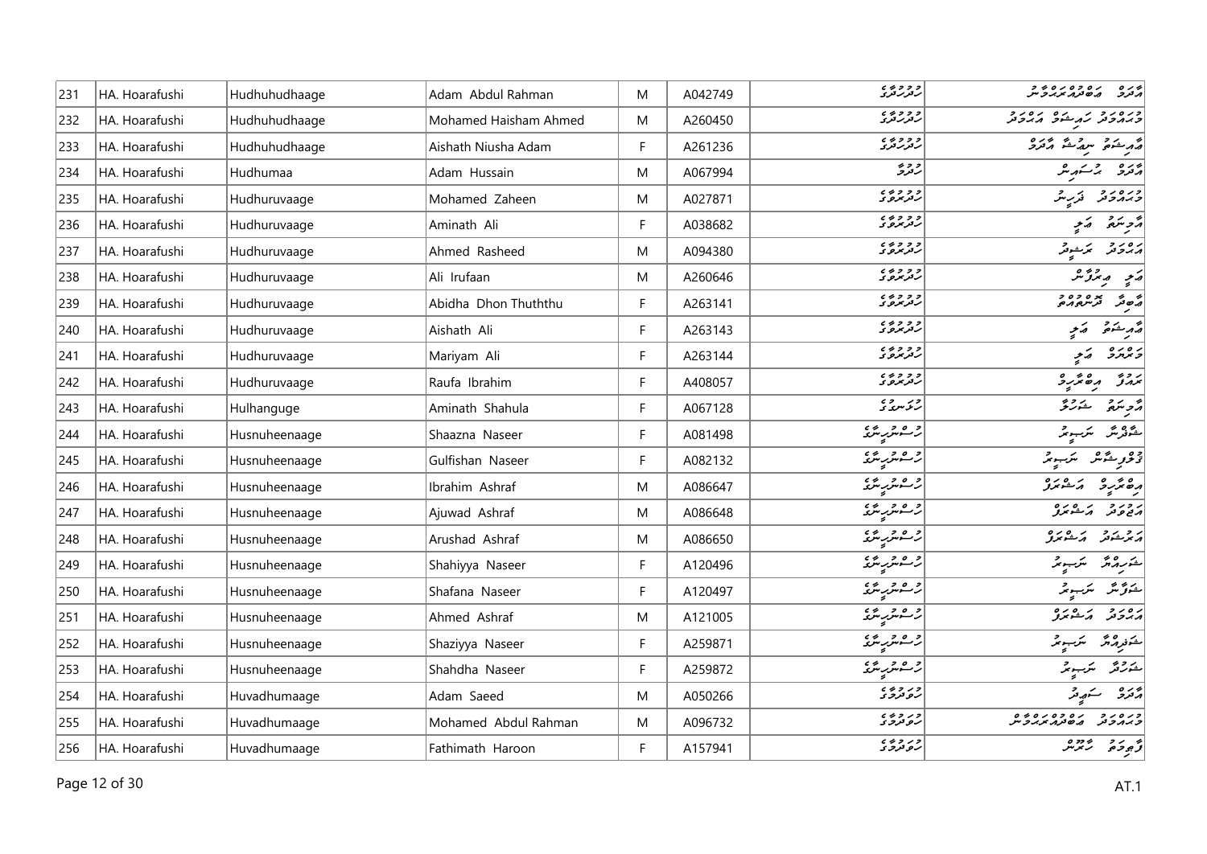| 231 | HA. Hoarafushi | Hudhuhudhaage | Adam Abdul Rahman | M | A042749 | ژدژدگی | مَحرو مەھەرمەر بۇ م |
|---|---|---|---|---|---|---|---|
| 232 | HA. Hoarafushi | Hudhuhudhaage | Mohamed Haisham Ahmed | M | A260450 | ژدژدگی | ورەرو ئەرشۇ ئەرەر |
| 233 | HA. Hoarafushi | Hudhuhudhaage | Aishath Niusha Adam | F | A261236 | ژدژدگی | ھەرشۇم سرچىگە ھەرە |
| 234 | HA. Hoarafushi | Hudhumaa | Adam Hussain | M | A067994 | ژدگ | ھەرە جەسەر بىر |
| 235 | HA. Hoarafushi | Hudhuruvaage | Mohamed Zaheen | M | A027871 | ژدبرو ئ | ورەرو تەربىر |
| 236 | HA. Hoarafushi | Hudhuruvaage | Aminath Ali | F | A038682 | ژدبرو ئ | ھەجەسىر ھەي |
| 237 | HA. Hoarafushi | Hudhuruvaage | Ahmed Rasheed | M | A094380 | ژدبرو ئ | ئەرەر تەرشىدىر |
| 238 | HA. Hoarafushi | Hudhuruvaage | Ali Irufaan | M | A260646 | ژدبرو ئ | ھەي مەبرۇش |
| 239 | HA. Hoarafushi | Hudhuruvaage | Abidha Dhon Thuththu | F | A263141 | ژدبرو ئ | ھەھەم تىرىشھەمە |
| 240 | HA. Hoarafushi | Hudhuruvaage | Aishath Ali | F | A263143 | ژدبرو ئ | ھەرشۇم ھەي |
| 241 | HA. Hoarafushi | Hudhuruvaage | Mariyam Ali | F | A263144 | ژدبرو ئ | ئەبەرە ھەي |
| 242 | HA. Hoarafushi | Hudhuruvaage | Raufa Ibrahim | F | A408057 | ژدبرو ئ | ئەمەق مەھەترىرو |
| 243 | HA. Hoarafushi | Hulhanguge | Aminath Shahula | F | A067128 | ژىرسىگى | ھەجەسىم شەرگ |
| 244 | HA. Hoarafushi | Husnuheenaage | Shaazna Naseer | F | A081498 | ژىشۇرىشى | شەقرىش سەببەتر |
| 245 | HA. Hoarafushi | Husnuheenaage | Gulfishan Naseer | F | A082132 | ژىشۇرىشى | ۋىۋىرىشەش سەببەتر |
| 246 | HA. Hoarafushi | Husnuheenaage | Ibrahim Ashraf | M | A086647 | ژىشۇرىشى | مەھەترىرو ھەشەرە |
| 247 | HA. Hoarafushi | Husnuheenaage | Ajuwad Ashraf | M | A086648 | ژىشۇرىشى | ھەجەنەر ھەشەرە |
| 248 | HA. Hoarafushi | Husnuheenaage | Arushad Ashraf | M | A086650 | ژىشۇرىشى | ھەترشەتر ھەشەرە |
| 249 | HA. Hoarafushi | Husnuheenaage | Shahiyya Naseer | F | A120496 | ژىشۇرىشى | شەرەھەر سەببەتر |
| 250 | HA. Hoarafushi | Husnuheenaage | Shafana Naseer | F | A120497 | ژىشۇرىشى | شەۋىش سەببەتر |
| 251 | HA. Hoarafushi | Husnuheenaage | Ahmed Ashraf | M | A121005 | ژىشۇرىشى | ئەرەر ھەشەرە |
| 252 | HA. Hoarafushi | Husnuheenaage | Shaziyya Naseer | F | A259871 | ژىشۇرىشى | شەنرەھەر سەببەتر |
| 253 | HA. Hoarafushi | Husnuheenaage | Shahdha Naseer | F | A259872 | ژىشۇرىشى | شەرقر سەببەتر |
| 254 | HA. Hoarafushi | Huvadhumaage | Adam Saeed | M | A050266 | ژوترژئ | ھەترە سەھەتر |
| 255 | HA. Hoarafushi | Huvadhumaage | Mohamed Abdul Rahman | M | A096732 | ژوترژئ | ورەرو مەھەرمەر بۇ م |
| 256 | HA. Hoarafushi | Huvadhumaage | Fathimath Haroon | F | A157941 | ژوترژئ | ۋەدەم رىمترىش |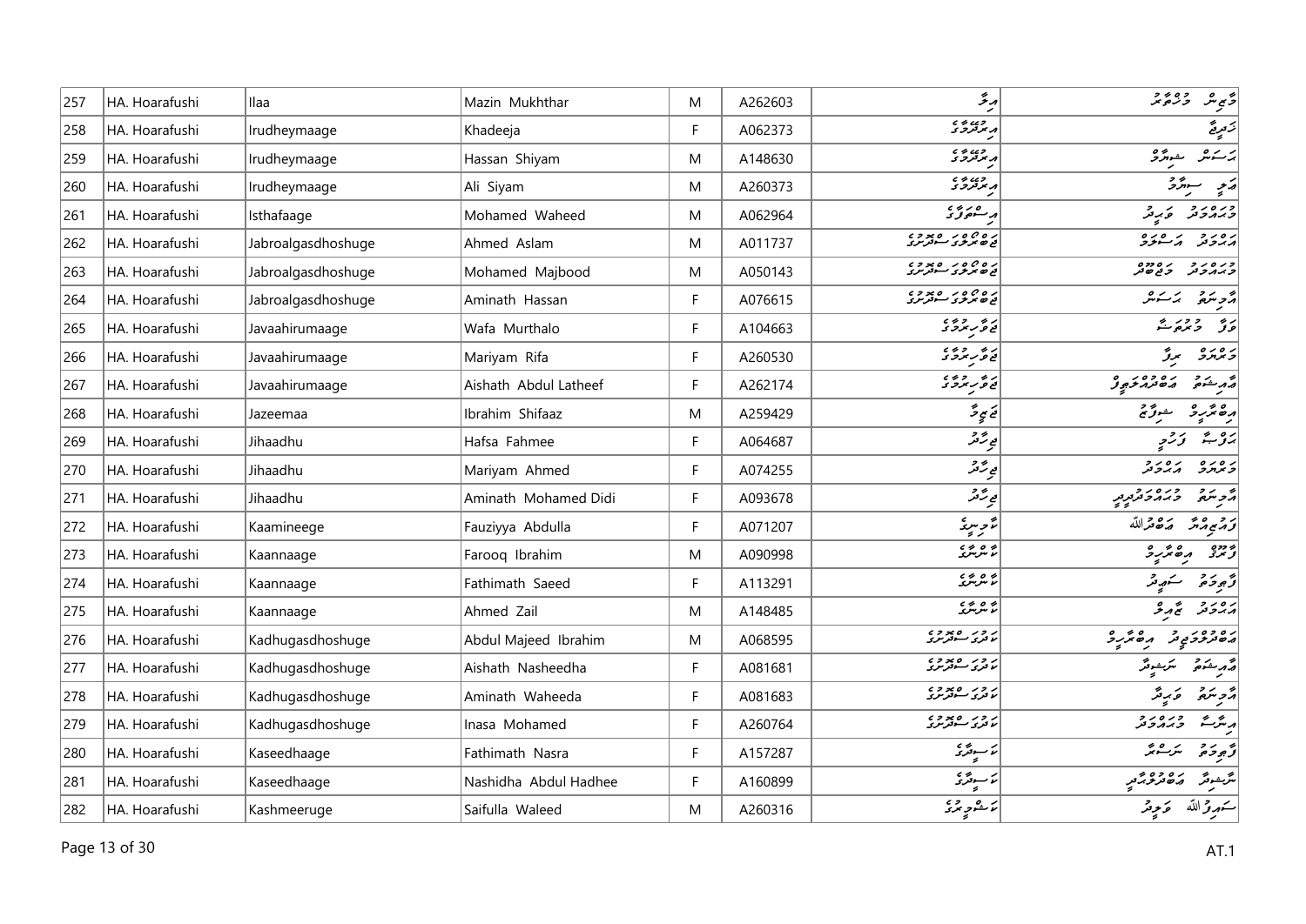| 257 | HA. Hoarafushi | Ilaa | Mazin Mukhthar | M | A262603 | އިލާ | މާޒިން މުޚްތާރު |
|---|---|---|---|---|---|---|---|
| 258 | HA. Hoarafushi | Irudheymaage | Khadeeja | F | A062373 | އިރުދޭމާގެ | ޚަދީޖާ |
| 259 | HA. Hoarafushi | Irudheymaage | Hassan Shiyam | M | A148630 | އިރުދޭމާގެ | ހަސަން ޝިޔާމް |
| 260 | HA. Hoarafushi | Irudheymaage | Ali Siyam | M | A260373 | އިރުދޭމާގެ | އަލި ސިޔާމް |
| 261 | HA. Hoarafushi | Isthafaage | Mohamed Waheed | M | A062964 | އިސްތަފާގެ | މުހައްމަދު ވަހީދު |
| 262 | HA. Hoarafushi | Jabroalgasdhoshuge | Ahmed Aslam | M | A011737 | ޖަބްރޯލްގަސްދޮށުގެ | އަޙްމަދު އަސްލަމް |
| 263 | HA. Hoarafushi | Jabroalgasdhoshuge | Mohamed Majbood | M | A050143 | ޖަބްރޯލްގަސްދޮށުގެ | މުހައްމަދު މަޖްބޫދު |
| 264 | HA. Hoarafushi | Jabroalgasdhoshuge | Aminath Hassan | F | A076615 | ޖަބްރޯލްގަސްދޮށުގެ | އާމިނަތު ހަސަން |
| 265 | HA. Hoarafushi | Javaahirumaage | Wafa Murthalo | F | A104663 | ޖަވާހިރުމާގެ | ވަފާ މުރްތަލޯ |
| 266 | HA. Hoarafushi | Javaahirumaage | Mariyam Rifa | F | A260530 | ޖަވާހިރުމާގެ | މަރިޔަމް ރިފާ |
| 267 | HA. Hoarafushi | Javaahirumaage | Aishath Abdul Latheef | F | A262174 | ޖަވާހިރުމާގެ | އާއިޝަތު އަބްދުލްލަޠީފް |
| 268 | HA. Hoarafushi | Jazeemaa | Ibrahim Shifaaz | M | A259429 | ޖަޒީމާ | އިބްރާހީމް ޝިފާޒް |
| 269 | HA. Hoarafushi | Jihaadhu | Hafsa Fahmee | F | A064687 | ޖިހާދު | ހަފްސާ ފަހުމީ |
| 270 | HA. Hoarafushi | Jihaadhu | Mariyam Ahmed | F | A074255 | ޖިހާދު | މަރިޔަމް އަޙްމަދު |
| 271 | HA. Hoarafushi | Jihaadhu | Aminath Mohamed Didi | F | A093678 | ޖިހާދު | އާމިނަތު މުހައްމަދުދީދީ |
| 272 | HA. Hoarafushi | Kaamineege | Fauziyya Abdulla | F | A071207 | ކާމިނީގެ | ފައުޒިއްޔާ އަބްދުﷲ |
| 273 | HA. Hoarafushi | Kaannaage | Farooq Ibrahim | M | A090998 | ކާންނާގެ | ފާރޫޤު އިބްރާހީމް |
| 274 | HA. Hoarafushi | Kaannaage | Fathimath Saeed | F | A113291 | ކާންނާގެ | ފާތިމަތު ސައީދު |
| 275 | HA. Hoarafushi | Kaannaage | Ahmed Zail | M | A148485 | ކާންނާގެ | އަޙްމަދު ޒާއިލް |
| 276 | HA. Hoarafushi | Kadhugasdhoshuge | Abdul Majeed Ibrahim | M | A068595 | ކަދުގަސްދޮށުގެ | އަބްދުލްމަޖީދު އިބްރާހީމް |
| 277 | HA. Hoarafushi | Kadhugasdhoshuge | Aishath Nasheedha | F | A081681 | ކަދުގަސްދޮށުގެ | އާއިޝަތު ނަޝީދާ |
| 278 | HA. Hoarafushi | Kadhugasdhoshuge | Aminath Waheeda | F | A081683 | ކަދުގަސްދޮށުގެ | އާމިނަތު ވަހީދާ |
| 279 | HA. Hoarafushi | Kadhugasdhoshuge | Inasa Mohamed | F | A260764 | ކަދުގަސްދޮށުގެ | އިނާސާ މުހައްމަދު |
| 280 | HA. Hoarafushi | Kaseedhaage | Fathimath Nasra | F | A157287 | ކަސީދާގެ | ފާތިމަތު ނަސްރާ |
| 281 | HA. Hoarafushi | Kaseedhaage | Nashidha Abdul Hadhee | F | A160899 | ކަސީދާގެ | ނާޝިދާ އަބްދުލްހާދީ |
| 282 | HA. Hoarafushi | Kashmeeruge | Saifulla Waleed | M | A260316 | ކަޝްމީރުގެ | ސައިފުﷲ ވަލީދު |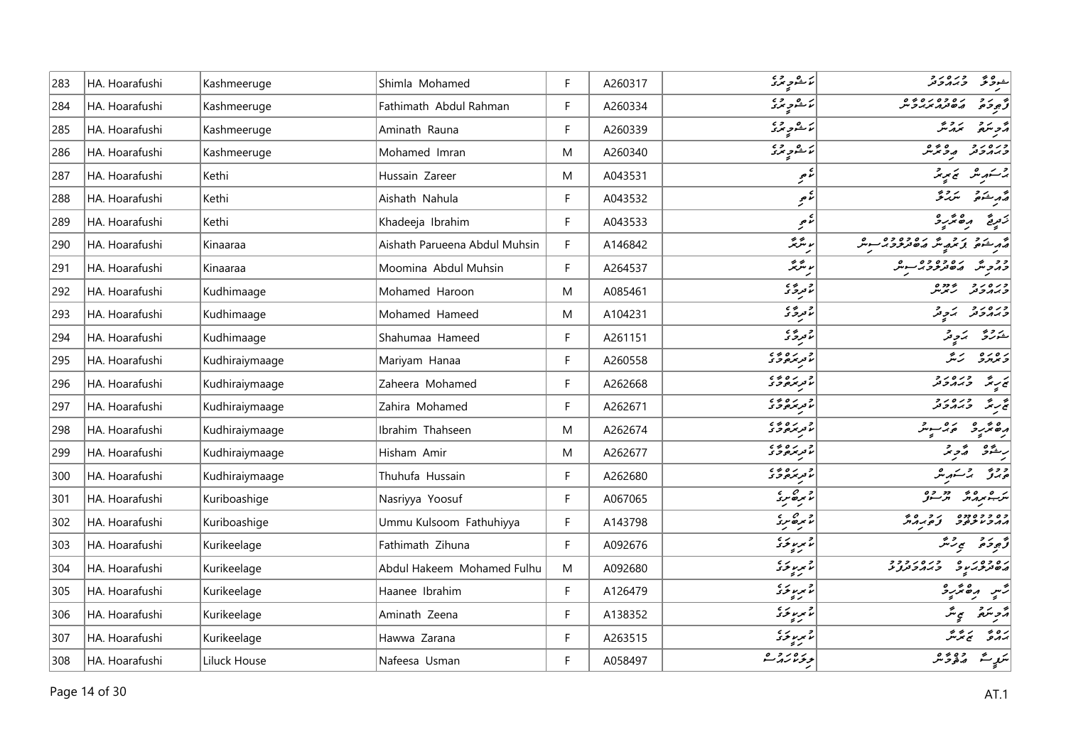| 283 | HA. Hoarafushi | Kashmeeruge | Shimla Mohamed | F | A260317 | ކަޝްމީރުގެ | ޝިމްލާ މުހައްމަދު |
|---|---|---|---|---|---|---|---|
| 284 | HA. Hoarafushi | Kashmeeruge | Fathimath Abdul Rahman | F | A260334 | ކަޝްމީރުގެ | ފާތިމަތު އަބްދުއްރަޙްމާން |
| 285 | HA. Hoarafushi | Kashmeeruge | Aminath Rauna | F | A260339 | ކަޝްމީރުގެ | އާމިނަތު ރައުނާ |
| 286 | HA. Hoarafushi | Kashmeeruge | Mohamed Imran | M | A260340 | ކަޝްމީރުގެ | މުހައްމަދު އިމްރާން |
| 287 | HA. Hoarafushi | Kethi | Hussain Zareer | M | A043531 | ކެތި | ހުސައިން ޒަރީރު |
| 288 | HA. Hoarafushi | Kethi | Aishath Nahula | F | A043532 | ކެތި | އައިޝަތު ނަހުލާ |
| 289 | HA. Hoarafushi | Kethi | Khadeeja Ibrahim | F | A043533 | ކެތި | ޚަދީޖާ އިބްރާހީމް |
| 290 | HA. Hoarafushi | Kinaaraa | Aishath Parueena Abdul Muhsin | F | A146842 | ކިނާރާ | އައިޝަތު ޕަރުއީނާ އަބްދުލްމުޙްސިން |
| 291 | HA. Hoarafushi | Kinaaraa | Moomina Abdul Muhsin | F | A264537 | ކިނާރާ | މޫމިނާ އަބްދުލްމުޙްސިން |
| 292 | HA. Hoarafushi | Kudhimaage | Mohamed Haroon | M | A085461 | ކުދިމާގެ | މުހައްމަދު ހާރޫން |
| 293 | HA. Hoarafushi | Kudhimaage | Mohamed Hameed | M | A104231 | ކުދިމާގެ | މުހައްމަދު ހަމީދު |
| 294 | HA. Hoarafushi | Kudhimaage | Shahumaa Hameed | F | A261151 | ކުދިމާގެ | ޝަހުމާ ހަމީދު |
| 295 | HA. Hoarafushi | Kudhiraiymaage | Mariyam Hanaa | F | A260558 | ކުދިރައްމާގެ | މަރިޔަމް ހަނާ |
| 296 | HA. Hoarafushi | Kudhiraiymaage | Zaheera Mohamed | F | A262668 | ކުދިރައްމާގެ | ޒަހީރާ މުހައްމަދު |
| 297 | HA. Hoarafushi | Kudhiraiymaage | Zahira Mohamed | F | A262671 | ކުދިރައްމާގެ | ޒާހިރާ މުހައްމަދު |
| 298 | HA. Hoarafushi | Kudhiraiymaage | Ibrahim Thahseen | M | A262674 | ކުދިރައްމާގެ | އިބްރާހީމް ތަހުސީން |
| 299 | HA. Hoarafushi | Kudhiraiymaage | Hisham Amir | M | A262677 | ކުދިރައްމާގެ | ހިޝާމް އާމިރު |
| 300 | HA. Hoarafushi | Kudhiraiymaage | Thuhufa Hussain | F | A262680 | ކުދިރައްމާގެ | ތުހުފާ ހުސައިން |
| 301 | HA. Hoarafushi | Kuriboashige | Nasriyya Yoosuf | F | A067065 | ކުރިބޯށިގެ | ނަސްރިއްޔާ ޔޫސުފް |
| 302 | HA. Hoarafushi | Kuriboashige | Ummu Kulsoom Fathuhiyya | F | A143798 | ކުރިބޯށިގެ | އުއްމުކުލްސޫމް ފަތުހިއްޔާ |
| 303 | HA. Hoarafushi | Kurikeelage | Fathimath Zihuna | F | A092676 | ކުރިކީލަގެ | ފާތިމަތު ޒިހުނާ |
| 304 | HA. Hoarafushi | Kurikeelage | Abdul Hakeem Mohamed Fulhu | M | A092680 | ކުރިކީލަގެ | އަބްދުލްހަކީމް މުހައްމަދުފުޅު |
| 305 | HA. Hoarafushi | Kurikeelage | Haanee Ibrahim | F | A126479 | ކުރިކީލަގެ | ހާނީ އިބްރާހީމް |
| 306 | HA. Hoarafushi | Kurikeelage | Aminath Zeena | F | A138352 | ކުރިކީލަގެ | އާމިނަތު ޒީނާ |
| 307 | HA. Hoarafushi | Kurikeelage | Hawwa Zarana | F | A263515 | ކުރިކީލަގެ | ހައްވާ ޒަރާނާ |
| 308 | HA. Hoarafushi | Liluck House | Nafeesa Usman | F | A058497 | ލިލަކްހައުސް | ނަފީސާ ޢުސްމާން |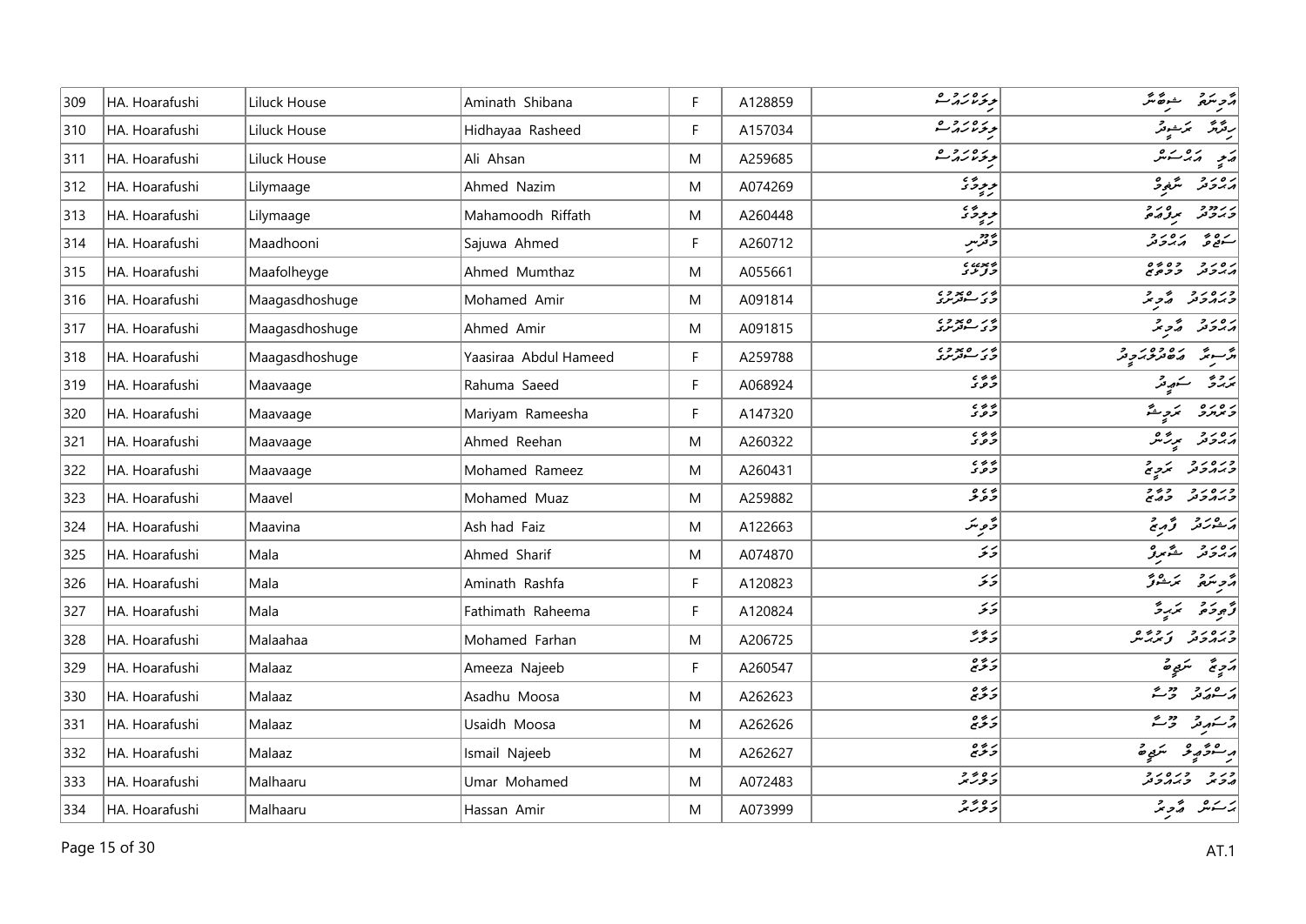| 309 | HA. Hoarafushi | Liluck House | Aminath Shibana | F | A128859 | ވިލަކްހައުސް | އާމިނަތު ޝިބާނާ |
|---|---|---|---|---|---|---|---|
| 310 | HA. Hoarafushi | Liluck House | Hidhayaa Rasheed | F | A157034 | ވިލަކްހައުސް | ހިދާޔާ ރަޝީދު |
| 311 | HA. Hoarafushi | Liluck House | Ali Ahsan | M | A259685 | ވިލަކްހައުސް | ޢަލީ އަޙްސަން |
| 312 | HA. Hoarafushi | Lilymaage | Ahmed Nazim | M | A074269 | ލިލީމާގެ | އަޙްމަދު ނާޒިމް |
| 313 | HA. Hoarafushi | Lilymaage | Mahamoodh Riffath | M | A260448 | ލިލީމާގެ | މަޙްމޫދު ރިފްޢަތު |
| 314 | HA. Hoarafushi | Maadhooni | Sajuwa Ahmed | F | A260712 | މާދޫނި | ސަޖުވާ އަޙްމަދު |
| 315 | HA. Hoarafushi | Maafolheyge | Ahmed Mumthaz | M | A055661 | މާފޮޅޭގެ | އަޙްމަދު މުމްތާޒް |
| 316 | HA. Hoarafushi | Maagasdhoshuge | Mohamed Amir | M | A091814 | މާގަސްދޮށުގެ | މުޙައްމަދު އާމިރު |
| 317 | HA. Hoarafushi | Maagasdhoshuge | Ahmed Amir | M | A091815 | މާގަސްދޮށުގެ | އަޙްމަދު އާމިރު |
| 318 | HA. Hoarafushi | Maagasdhoshuge | Yaasiraa Abdul Hameed | F | A259788 | މާގަސްދޮށުގެ | ޔާސިރާ އަބްދުލްޙަމީދު |
| 319 | HA. Hoarafushi | Maavaage | Rahuma Saeed | F | A068924 | މާވާގެ | ރަޙުމާ ސަޢީދު |
| 320 | HA. Hoarafushi | Maavaage | Mariyam Rameesha | F | A147320 | މާވާގެ | މަރިޔަމް ރަމީޝާ |
| 321 | HA. Hoarafushi | Maavaage | Ahmed Reehan | M | A260322 | މާވާގެ | އަޙްމަދު ރީޙާން |
| 322 | HA. Hoarafushi | Maavaage | Mohamed Rameez | M | A260431 | މާވާގެ | މުޙައްމަދު ރަމީޒް |
| 323 | HA. Hoarafushi | Maavel | Mohamed Muaz | M | A259882 | މާވެލް | މުޙައްމަދު މުޢާޛު |
| 324 | HA. Hoarafushi | Maavina | Ash had Faiz | M | A122663 | މާވިނަ | އަޝްހަދު ފާއިޒު |
| 325 | HA. Hoarafushi | Mala | Ahmed Sharif | M | A074870 | މަލަ | އަޙްމަދު ޝާރިފު |
| 326 | HA. Hoarafushi | Mala | Aminath Rashfa | F | A120823 | މަލަ | އާމިނަތު ރަޝްފާ |
| 327 | HA. Hoarafushi | Mala | Fathimath Raheema | F | A120824 | މަލަ | ފާތިމަތު ރަޙީމާ |
| 328 | HA. Hoarafushi | Malaahaa | Mohamed Farhan | M | A206725 | މަލާހާ | މުޙައްމަދު ފަރްހާން |
| 329 | HA. Hoarafushi | Malaaz | Ameeza Najeeb | F | A260547 | މަލާޒް | އަމީޒާ ނަޖީބު |
| 330 | HA. Hoarafushi | Malaaz | Asadhu Moosa | M | A262623 | މަލާޒް | އަސަދު މޫސާ |
| 331 | HA. Hoarafushi | Malaaz | Usaidh Moosa | M | A262626 | މަލާޒް | އުސައިދު މޫސާ |
| 332 | HA. Hoarafushi | Malaaz | Ismail Najeeb | M | A262627 | މަލާޒް | އިސްމާޢީލް ނަޖީބު |
| 333 | HA. Hoarafushi | Malhaaru | Umar Mohamed | M | A072483 | މަލްހާރު | ޢުމަރު މުޙައްމަދު |
| 334 | HA. Hoarafushi | Malhaaru | Hassan Amir | M | A073999 | މަލްހާރު | ޙަސަން އާމިރު |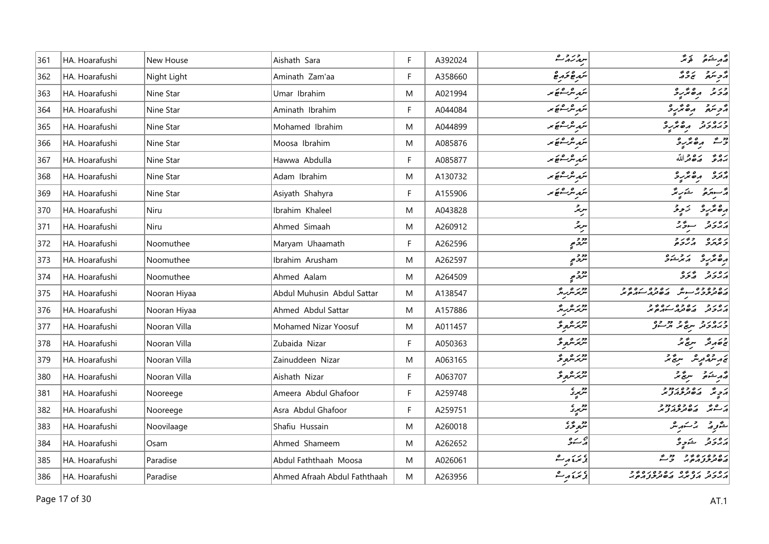| 361 | HA. Hoarafushi | New House | Aishath Sara | F | A392024 | ނިއުހައުސް | އައިޝަތު ސާރާ |
|---|---|---|---|---|---|---|---|
| 362 | HA. Hoarafushi | Night Light | Aminath Zam'aa | F | A358660 | ނައިޓްލައިޓް | އާމިނަތު ޒަމްއާ |
| 363 | HA. Hoarafushi | Nine Star | Umar Ibrahim | M | A021994 | ނައިންސްޓާރ | ޢުމަރު އިބްރާހީމް |
| 364 | HA. Hoarafushi | Nine Star | Aminath Ibrahim | F | A044084 | ނައިންސްޓާރ | އާމިނަތު އިބްރާހީމް |
| 365 | HA. Hoarafushi | Nine Star | Mohamed Ibrahim | M | A044899 | ނައިންސްޓާރ | މުހައްމަދު އިބްރާހީމް |
| 366 | HA. Hoarafushi | Nine Star | Moosa Ibrahim | M | A085876 | ނައިންސްޓާރ | މޫސާ އިބްރާހީމް |
| 367 | HA. Hoarafushi | Nine Star | Hawwa Abdulla | F | A085877 | ނައިންސްޓާރ | ހައްވާ އަބްދުﷲ |
| 368 | HA. Hoarafushi | Nine Star | Adam Ibrahim | M | A130732 | ނައިންސްޓާރ | އާދަމް އިބްރާހީމް |
| 369 | HA. Hoarafushi | Nine Star | Asiyath Shahyra | F | A155906 | ނައިންސްޓާރ | އާސިޔަތު ޝަހީރާ |
| 370 | HA. Hoarafushi | Niru | Ibrahim Khaleel | M | A043828 | ނިރު | އިބްރާހީމް ޚަލީލް |
| 371 | HA. Hoarafushi | Niru | Ahmed Simaah | M | A260912 | ނިރު | އަހްމަދު ސިމާހު |
| 372 | HA. Hoarafushi | Noomuthee | Maryam Uhaamath | F | A262596 | ނޫމުތީ | މަރްޔަމް އުހާމަތު |
| 373 | HA. Hoarafushi | Noomuthee | Ibrahim Arusham | M | A262597 | ނޫމުތީ | އިބްރާހީމް އަރުޝަމް |
| 374 | HA. Hoarafushi | Noomuthee | Ahmed Aalam | M | A264509 | ނޫމުތީ | އަހްމަދު އާލަމް |
| 375 | HA. Hoarafushi | Nooran Hiyaa | Abdul Muhusin Abdul Sattar | M | A138547 | ނޫރަންހިޔާ | އަބްދުލްމުހުސިން އަބްދުލްސައްތާރު |
| 376 | HA. Hoarafushi | Nooran Hiyaa | Ahmed Abdul Sattar | M | A157886 | ނޫރަންހިޔާ | އަހްމަދު އަބްދުލްސައްތާރު |
| 377 | HA. Hoarafushi | Nooran Villa | Mohamed Nizar Yoosuf | M | A011457 | ނޫރަންވިލާ | މުހައްމަދު ނިޒާރު ޔޫސުފް |
| 378 | HA. Hoarafushi | Nooran Villa | Zubaida Nizar | F | A050363 | ނޫރަންވިލާ | ޒުބައިދާ ނިޒާރު |
| 379 | HA. Hoarafushi | Nooran Villa | Zainuddeen Nizar | M | A063165 | ނޫރަންވިލާ | ޒައިނުއްދީން ނިޒާރު |
| 380 | HA. Hoarafushi | Nooran Villa | Aishath Nizar | F | A063707 | ނޫރަންވިލާ | އައިޝަތު ނިޒާރު |
| 381 | HA. Hoarafushi | Nooreege | Ameera Abdul Ghafoor | F | A259748 | ނޫރީގެ | އަމީރާ އަބްދުލްޣަފޫރު |
| 382 | HA. Hoarafushi | Nooreege | Asra Abdul Ghafoor | F | A259751 | ނޫރީގެ | އަސްރާ އަބްދުލްޣަފޫރު |
| 383 | HA. Hoarafushi | Noovilaage | Shafiu Hussain | M | A260018 | ނޫވިލާގެ | ޝަފީއު ހުސައިން |
| 384 | HA. Hoarafushi | Osam | Ahmed Shameem | M | A262652 | އޯސަމް | އަހްމަދު ޝަމީމް |
| 385 | HA. Hoarafushi | Paradise | Abdul Faththaah Moosa | M | A026061 | ޕެރަޑައިސް | އަބްދުލްފައްތާހު މޫސާ |
| 386 | HA. Hoarafushi | Paradise | Ahmed Afraah Abdul Faththaah | M | A263956 | ޕެރަޑައިސް | އަހްމަދު އަފްރާހު އަބްދުލްފައްތާހު |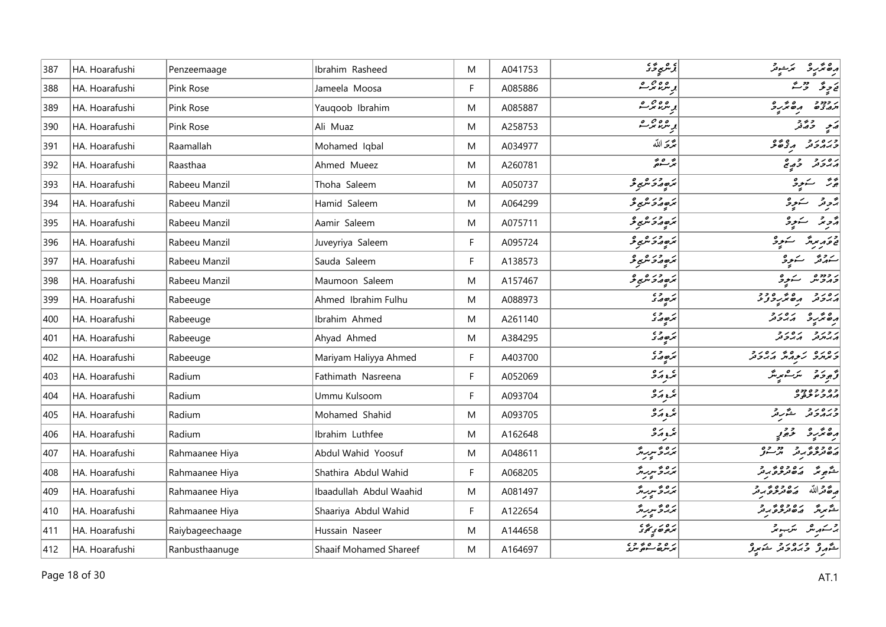| 387 | HA. Hoarafushi | Penzeemaage | Ibrahim Rasheed | M | A041753 | پެންޒީމާގެ | އިބްރާހީމް ރަޝީދު |
|---|---|---|---|---|---|---|---|
| 388 | HA. Hoarafushi | Pink Rose | Jameela Moosa | F | A085886 | ޕިންކް ރޯސް | ޖަމީލާ މޫސާ |
| 389 | HA. Hoarafushi | Pink Rose | Yauqoob Ibrahim | M | A085887 | ޕިންކް ރޯސް | ޔައުޤޫބު އިބްރާހީމް |
| 390 | HA. Hoarafushi | Pink Rose | Ali Muaz | M | A258753 | ޕިންކް ރޯސް | އަލީ މުޢާޛު |
| 391 | HA. Hoarafushi | Raamallah | Mohamed Iqbal | M | A034977 | ރާމަﷲ | މުޙައްމަދު އިޤްބާލް |
| 392 | HA. Hoarafushi | Raasthaa | Ahmed Mueez | M | A260781 | ރާސްތާ | އަޙްމަދު މުޢިއްޒު |
| 393 | HA. Hoarafushi | Rabeeu Manzil | Thoha Saleem | M | A050737 | ރަބީޢުމަންޒިލް | ޠާހާ ސަލީމް |
| 394 | HA. Hoarafushi | Rabeeu Manzil | Hamid Saleem | M | A064299 | ރަބީޢުމަންޒިލް | ހާމިދު ސަލީމް |
| 395 | HA. Hoarafushi | Rabeeu Manzil | Aamir Saleem | M | A075711 | ރަބީޢުމަންޒިލް | އާމިރު ސަލީމް |
| 396 | HA. Hoarafushi | Rabeeu Manzil | Juveyriya Saleem | F | A095724 | ރަބީޢުމަންޒިލް | ޖުވެއިރިޔާ ސަލީމް |
| 397 | HA. Hoarafushi | Rabeeu Manzil | Sauda Saleem | F | A138573 | ރަބީޢުމަންޒިލް | ސައުދާ ސަލީމް |
| 398 | HA. Hoarafushi | Rabeeu Manzil | Maumoon Saleem | M | A157467 | ރަބީޢުމަންޒިލް | މައުމޫން ސަލީމް |
| 399 | HA. Hoarafushi | Rabeeuge | Ahmed Ibrahim Fulhu | M | A088973 | ރަބީޢުގެ | އަޙްމަދު އިބްރާހީމްފުޅު |
| 400 | HA. Hoarafushi | Rabeeuge | Ibrahim Ahmed | M | A261140 | ރަބީޢުގެ | އިބްރާހީމް އަޙްމަދު |
| 401 | HA. Hoarafushi | Rabeeuge | Ahyad Ahmed | M | A384295 | ރަބީޢުގެ | އަހްޔަދު އަޙްމަދު |
| 402 | HA. Hoarafushi | Rabeeuge | Mariyam Haliyya Ahmed | F | A403700 | ރަބީޢުގެ | މަރިޔަމްހަލިއްޔާ އަޙްމަދު |
| 403 | HA. Hoarafushi | Radium | Fathimath Nasreena | F | A052069 | ރޭޑިއަމް | ފާތިމަތު ނަސްރީނާ |
| 404 | HA. Hoarafushi | Radium | Ummu Kulsoom | F | A093704 | ރޭޑިއަމް | އުއްމުކުލްޘޫމް |
| 405 | HA. Hoarafushi | Radium | Mohamed Shahid | M | A093705 | ރޭޑިއަމް | މުޙައްމަދު ޝާހިދު |
| 406 | HA. Hoarafushi | Radium | Ibrahim Luthfee | M | A162648 | ރޭޑިއަމް | އިބްރާހީމް ލުތުފީ |
| 407 | HA. Hoarafushi | Rahmaanee Hiya | Abdul Wahid Yoosuf | M | A048611 | ރަޙްމާނީހިޔާ | އަބްދުލްވާހިދު ޔޫސުފް |
| 408 | HA. Hoarafushi | Rahmaanee Hiya | Shathira Abdul Wahid | F | A068205 | ރަޙްމާނީހިޔާ | ޝާތިރާ އަބްދުލްވާހިދު |
| 409 | HA. Hoarafushi | Rahmaanee Hiya | Ibaadullah Abdul Waahid | M | A081497 | ރަޙްމާނީހިޔާ | އިބާދުﷲ އަބްދުލްވާހިދު |
| 410 | HA. Hoarafushi | Rahmaanee Hiya | Shaariya Abdul Wahid | F | A122654 | ރަޙްމާނީހިޔާ | ޝާރިޔާ އަބްދުލްވާހިދު |
| 411 | HA. Hoarafushi | Raiybageechaage | Hussain Naseer | M | A144658 | ރައްބަގީޗާގެ | ޙުސައިން ނަސީރު |
| 412 | HA. Hoarafushi | Ranbusthaanuge | Shaaif Mohamed Shareef | M | A164697 | ރަންބުސްތާނުގެ | ޝާއިފް މުޙައްމަދު ޝަރީފް |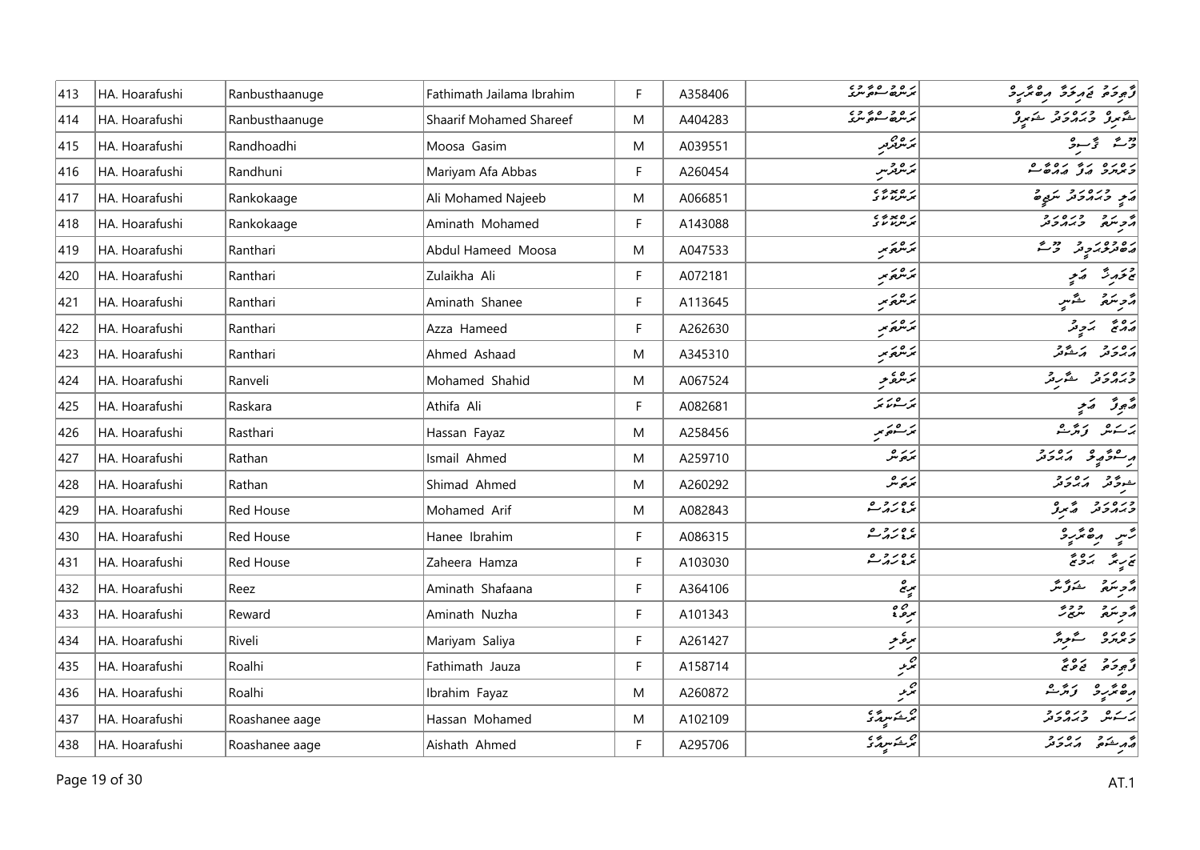| 413 | HA. Hoarafushi | Ranbusthaanuge | Fathimath Jailama Ibrahim | F | A358406 | ރަންބުސްތާނުގެ | ފާތިމަތު ޖައިލަމާ އިބްރާހީމް |
|---|---|---|---|---|---|---|---|
| 414 | HA. Hoarafushi | Ranbusthaanuge | Shaarif Mohamed Shareef | M | A404283 | ރަންބުސްތާނުގެ | ޝާރިފް މުހައްމަދު ޝަރީފް |
| 415 | HA. Hoarafushi | Randhoadhi | Moosa Gasim | M | A039551 | ރަންދޯދި | މޫސާ ގާސިމް |
| 416 | HA. Hoarafushi | Randhuni | Mariyam Afa Abbas | F | A260454 | ރަންދުނި | މަރިޔަމް އަފާ އައްބާސް |
| 417 | HA. Hoarafushi | Rankokaage | Ali Mohamed Najeeb | M | A066851 | ރަންކޮކާގެ | އަލި މުހައްމަދު ނަޖީބު |
| 418 | HA. Hoarafushi | Rankokaage | Aminath Mohamed | F | A143088 | ރަންކޮކާގެ | އާމިނަތު މުހައްމަދު |
| 419 | HA. Hoarafushi | Ranthari | Abdul Hameed Moosa | M | A047533 | ރަންތަރި | އަބްދުލްހަމީދު މޫސާ |
| 420 | HA. Hoarafushi | Ranthari | Zulaikha Ali | F | A072181 | ރަންތަރި | ޒުލައިޚާ އަލި |
| 421 | HA. Hoarafushi | Ranthari | Aminath Shanee | F | A113645 | ރަންތަރި | އާމިނަތު ޝާނީ |
| 422 | HA. Hoarafushi | Ranthari | Azza Hameed | F | A262630 | ރަންތަރި | އައްޒާ ހަމީދު |
| 423 | HA. Hoarafushi | Ranthari | Ahmed Ashaad | M | A345310 | ރަންތަރި | އަޙްމަދު އަޝާދު |
| 424 | HA. Hoarafushi | Ranveli | Mohamed Shahid | M | A067524 | ރަންވެލި | މުހައްމަދު ޝާހިދު |
| 425 | HA. Hoarafushi | Raskara | Athifa Ali | F | A082681 | ރަސްކަރަ | އާތިފާ އަލި |
| 426 | HA. Hoarafushi | Rasthari | Hassan Fayaz | M | A258456 | ރަސްތަރި | ހަސަން ފައްޔާޒް |
| 427 | HA. Hoarafushi | Rathan | Ismail Ahmed | M | A259710 | ރަތަން | އިސްމާއީލް އަޙްމަދު |
| 428 | HA. Hoarafushi | Rathan | Shimad Ahmed | M | A260292 | ރަތަން | ޝިމާދު އަޙްމަދު |
| 429 | HA. Hoarafushi | Red House | Mohamed Arif | M | A082843 | ރެޑްހައުސް | މުހައްމަދު އާރިފް |
| 430 | HA. Hoarafushi | Red House | Hanee Ibrahim | F | A086315 | ރެޑްހައުސް |ހާނީ އިބްރާހީމް |
| 431 | HA. Hoarafushi | Red House | Zaheera Hamza | F | A103030 | ރެޑްހައުސް | ޒަހީރާ ހަމްޒާ |
| 432 | HA. Hoarafushi | Reez | Aminath Shafaana | F | A364106 | ރީޒް | އާމިނަތު ޝަފާނާ |
| 433 | HA. Hoarafushi | Reward | Aminath Nuzha | F | A101343 | ރިވޯޑް | އާމިނަތު ނުޒްހާ |
| 434 | HA. Hoarafushi | Riveli | Mariyam Saliya | F | A261427 | ރިވެލި | މަރިޔަމް ސާލިޔާ |
| 435 | HA. Hoarafushi | Roalhi | Fathimath Jauza | F | A158714 | ރޯޅި | ފާތިމަތު ޖައުޒާ |
| 436 | HA. Hoarafushi | Roalhi | Ibrahim Fayaz | M | A260872 | ރޯޅި | އިބްރާހީމް ފައްޔާޒް |
| 437 | HA. Hoarafushi | Roashanee aage | Hassan Mohamed | M | A102109 | ރޯޝަނީއާގެ | ހަސަން މުހައްމަދު |
| 438 | HA. Hoarafushi | Roashanee aage | Aishath Ahmed | F | A295706 | ރޯޝަނީއާގެ | އައިޝަތު އަޙްމަދު |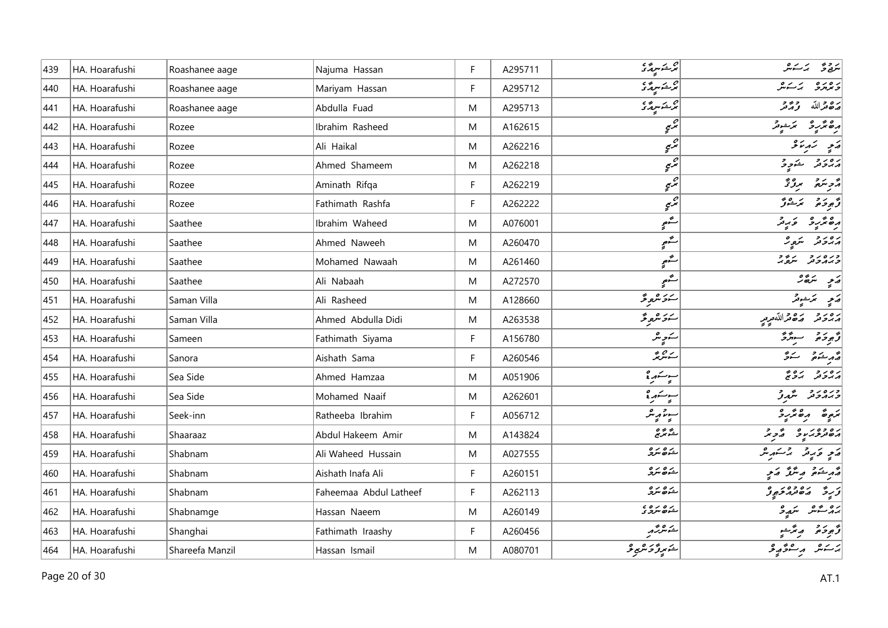| 439 | HA. Hoarafushi | Roashanee aage | Najuma Hassan | F | A295711 | ރޯޝަނީއާގެ | ނަޖުމާ ހަސަން |
|---|---|---|---|---|---|---|---|
| 440 | HA. Hoarafushi | Roashanee aage | Mariyam Hassan | F | A295712 | ރޯޝަނީއާގެ | މަރިޔަމް ހަސަން |
| 441 | HA. Hoarafushi | Roashanee aage | Abdulla Fuad | M | A295713 | ރޯޝަނީއާގެ | އަބްދުﷲ ފުއާދު |
| 442 | HA. Hoarafushi | Rozee | Ibrahim Rasheed | M | A162615 | ރޯޒީ | އިބްރާހީމް ރަޝީދު |
| 443 | HA. Hoarafushi | Rozee | Ali Haikal | M | A262216 | ރޯޒީ | އަލި ހައިކަލް |
| 444 | HA. Hoarafushi | Rozee | Ahmed Shameem | M | A262218 | ރޯޒީ | އަހްމަދު ޝަމީމް |
| 445 | HA. Hoarafushi | Rozee | Aminath Rifqa | F | A262219 | ރޯޒީ | އާމިނަތު ރިފްގާ |
| 446 | HA. Hoarafushi | Rozee | Fathimath Rashfa | F | A262222 | ރޯޒީ | ފާތިމަތު ރަޝްފާ |
| 447 | HA. Hoarafushi | Saathee | Ibrahim Waheed | M | A076001 | ސާތީ | އިބްރާހީމް ވަހީދު |
| 448 | HA. Hoarafushi | Saathee | Ahmed Naweeh | M | A260470 | ސާތީ | އަހްމަދު ނަވީހް |
| 449 | HA. Hoarafushi | Saathee | Mohamed Nawaah | M | A261460 | ސާތީ | މުހައްމަދު ނަވާހް |
| 450 | HA. Hoarafushi | Saathee | Ali Nabaah | M | A272570 | ސާތީ | އަލި ނަބާހް |
| 451 | HA. Hoarafushi | Saman Villa | Ali Rasheed | M | A128660 | ސަމަންވިލާ | އަލި ރަޝީދު |
| 452 | HA. Hoarafushi | Saman Villa | Ahmed Abdulla Didi | M | A263538 | ސަމަންވިލާ | އަހްމަދު އަބްދުﷲދީދީ |
| 453 | HA. Hoarafushi | Sameen | Fathimath Siyama | F | A156780 | ސަމީން | ފާތިމަތު ސިޔާމާ |
| 454 | HA. Hoarafushi | Sanora | Aishath Sama | F | A260546 | ސަނޯރާ | އާއިޝަތު ސަމާ |
| 455 | HA. Hoarafushi | Sea Side | Ahmed Hamzaa | M | A051906 | ސީސައިޑް | އަހްމަދު ހަމްޒާ |
| 456 | HA. Hoarafushi | Sea Side | Mohamed Naaif | M | A262601 | ސީސައިޑް | މުހައްމަދު ނާއިފު |
| 457 | HA. Hoarafushi | Seek-inn | Ratheeba Ibrahim | F | A056712 | ސީކްއިން | ރަތީބާ އިބްރާހީމް |
| 458 | HA. Hoarafushi | Shaaraaz | Abdul Hakeem Amir | M | A143824 | ޝާރާޒް | އަބްދުލްހަކީމް އާމިރު |
| 459 | HA. Hoarafushi | Shabnam | Ali Waheed Hussain | M | A027555 | ޝަބްނަމް | އަލި ވަހީދު ހުސައިން |
| 460 | HA. Hoarafushi | Shabnam | Aishath Inafa Ali | F | A260151 | ޝަބްނަމް | އާއިޝަތު އިނާފާ އަލި |
| 461 | HA. Hoarafushi | Shabnam | Faheemaa Abdul Latheef | F | A262113 | ޝަބްނަމް | ފަހީމާ އަބްދުއްލަތީފު |
| 462 | HA. Hoarafushi | Shabnamge | Hassan Naeem | M | A260149 | ޝަބްނަމްގެ | ހައްސާން ނަޢީމް |
| 463 | HA. Hoarafushi | Shanghai | Fathimath Iraashy | F | A260456 | ޝަންގާއި | ފާތިމަތު އިރާޝީ |
| 464 | HA. Hoarafushi | Shareefa Manzil | Hassan Ismail | M | A080701 | ޝަރީފާމަންޒިލް | ހަސަން އިސްމާއިލް |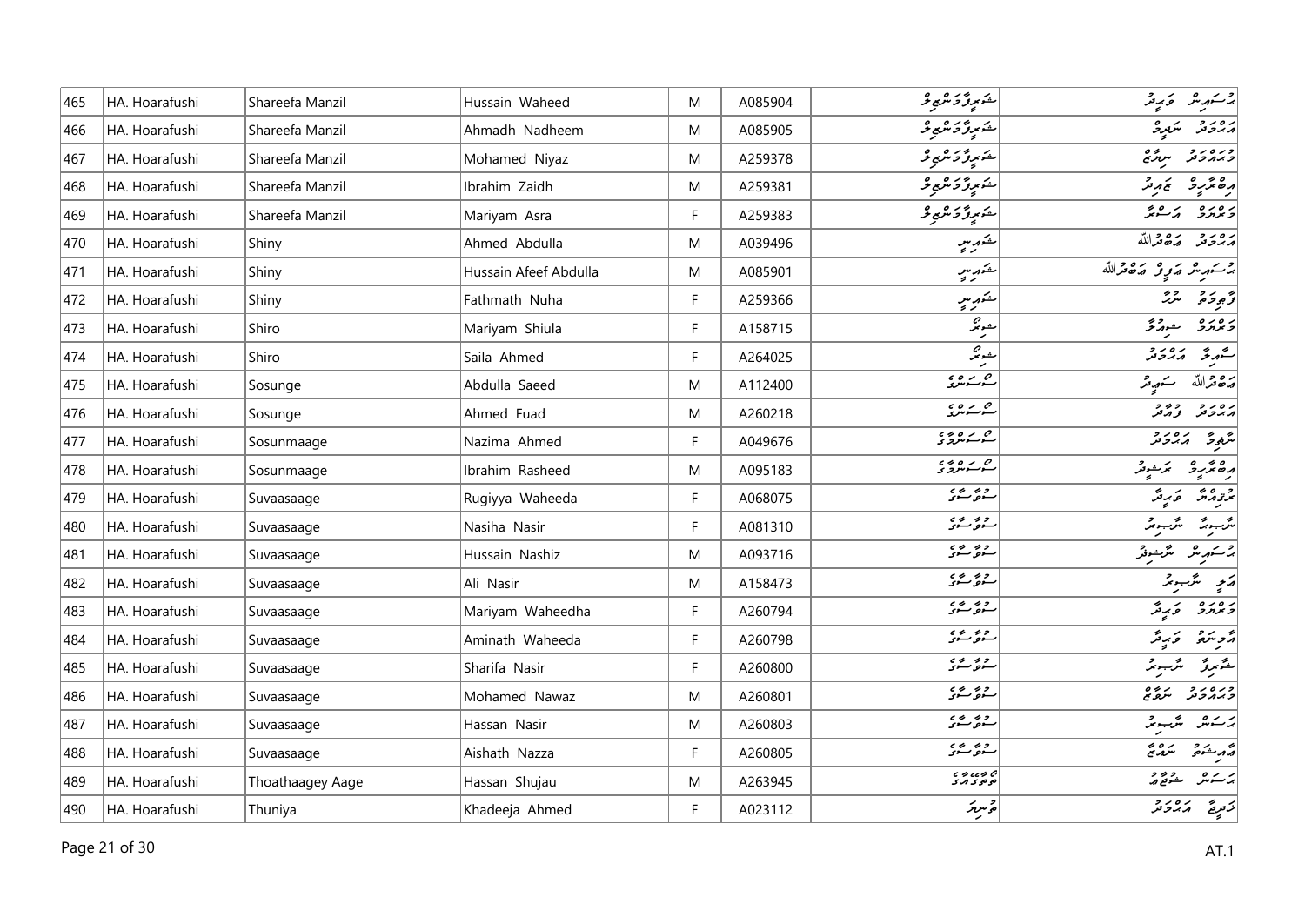| 465 | HA. Hoarafushi | Shareefa Manzil | Hussain Waheed | M | A085904 | ޝަރީފާމަންޒިލް | ހުސައިން ވަހީދު |
|---|---|---|---|---|---|---|---|
| 466 | HA. Hoarafushi | Shareefa Manzil | Ahmadh Nadheem | M | A085905 | ޝަރީފާމަންޒިލް | އަހުމަދު ނަދީމް |
| 467 | HA. Hoarafushi | Shareefa Manzil | Mohamed Niyaz | M | A259378 | ޝަރީފާމަންޒިލް | މުހައްމަދު ނިޔާޒް |
| 468 | HA. Hoarafushi | Shareefa Manzil | Ibrahim Zaidh | M | A259381 | ޝަރީފާމަންޒިލް | އިބްރާހީމް ޒައިދު |
| 469 | HA. Hoarafushi | Shareefa Manzil | Mariyam Asra | F | A259383 | ޝަރީފާމަންޒިލް | މަރިޔަމް އަސްރާ |
| 470 | HA. Hoarafushi | Shiny | Ahmed Abdulla | M | A039496 | ޝައިނީ | އަހުމަދު އަބްދުﷲ |
| 471 | HA. Hoarafushi | Shiny | Hussain Afeef Abdulla | M | A085901 | ޝައިނީ | ހުސައިން އަފީފް އަބްދުﷲ |
| 472 | HA. Hoarafushi | Shiny | Fathmath Nuha | F | A259366 | ޝައިނީ | ފާތިމަތު ނުހާ |
| 473 | HA. Hoarafushi | Shiro | Mariyam Shiula | F | A158715 | ޝިރޯ | މަރިޔަމް ޝިއުލާ |
| 474 | HA. Hoarafushi | Shiro | Saila Ahmed | F | A264025 | ޝިރޯ | ސާއިލާ އަހުމަދު |
| 475 | HA. Hoarafushi | Sosunge | Abdulla Saeed | M | A112400 | ސޯސުންގެ | އަބްދުﷲ ސައީދު |
| 476 | HA. Hoarafushi | Sosunge | Ahmed Fuad | M | A260218 | ސޯސުންގެ | އަހުމަދު ފުއާދު |
| 477 | HA. Hoarafushi | Sosunmaage | Nazima Ahmed | F | A049676 | ސޯސުންމާގެ | ނާޒިމާ އަހުމަދު |
| 478 | HA. Hoarafushi | Sosunmaage | Ibrahim Rasheed | M | A095183 | ސޯސުންމާގެ | އިބްރާހީމް ރަޝީދު |
| 479 | HA. Hoarafushi | Suvaasaage | Rugiyya Waheeda | F | A068075 | ސުވާސާގެ | ރުގިއްޔާ ވަހީދާ |
| 480 | HA. Hoarafushi | Suvaasaage | Nasiha Nasir | F | A081310 | ސުވާސާގެ | ނާސިހާ ނާސިރު |
| 481 | HA. Hoarafushi | Suvaasaage | Hussain Nashiz | M | A093716 | ސުވާސާގެ | ހުސައިން ނާޝިޒު |
| 482 | HA. Hoarafushi | Suvaasaage | Ali Nasir | M | A158473 | ސުވާސާގެ | އަލީ ނާސިރު |
| 483 | HA. Hoarafushi | Suvaasaage | Mariyam Waheedha | F | A260794 | ސުވާސާގެ | މަރިޔަމް ވަހީދާ |
| 484 | HA. Hoarafushi | Suvaasaage | Aminath Waheeda | F | A260798 | ސުވާސާގެ | އާމިނަތު ވަހީދާ |
| 485 | HA. Hoarafushi | Suvaasaage | Sharifa Nasir | F | A260800 | ސުވާސާގެ | ޝާރިފާ ނާސިރު |
| 486 | HA. Hoarafushi | Suvaasaage | Mohamed Nawaz | M | A260801 | ސުވާސާގެ | މުހައްމަދު ނަވާޒް |
| 487 | HA. Hoarafushi | Suvaasaage | Hassan Nasir | M | A260803 | ސުވާސާގެ | ހަސަން ނާސިރު |
| 488 | HA. Hoarafushi | Suvaasaage | Aishath Nazza | F | A260805 | ސުވާސާގެ | އާއިޝަތު ނައްޒާ |
| 489 | HA. Hoarafushi | Thoathaagey Aage | Hassan Shujau | M | A263945 | ތޯތާގޭއާގެ | ހަސަން ޝުޖާއު |
| 490 | HA. Hoarafushi | Thuniya | Khadeeja Ahmed | F | A023112 | ތުނިޔަ | ޚަދީޖާ އަހުމަދު |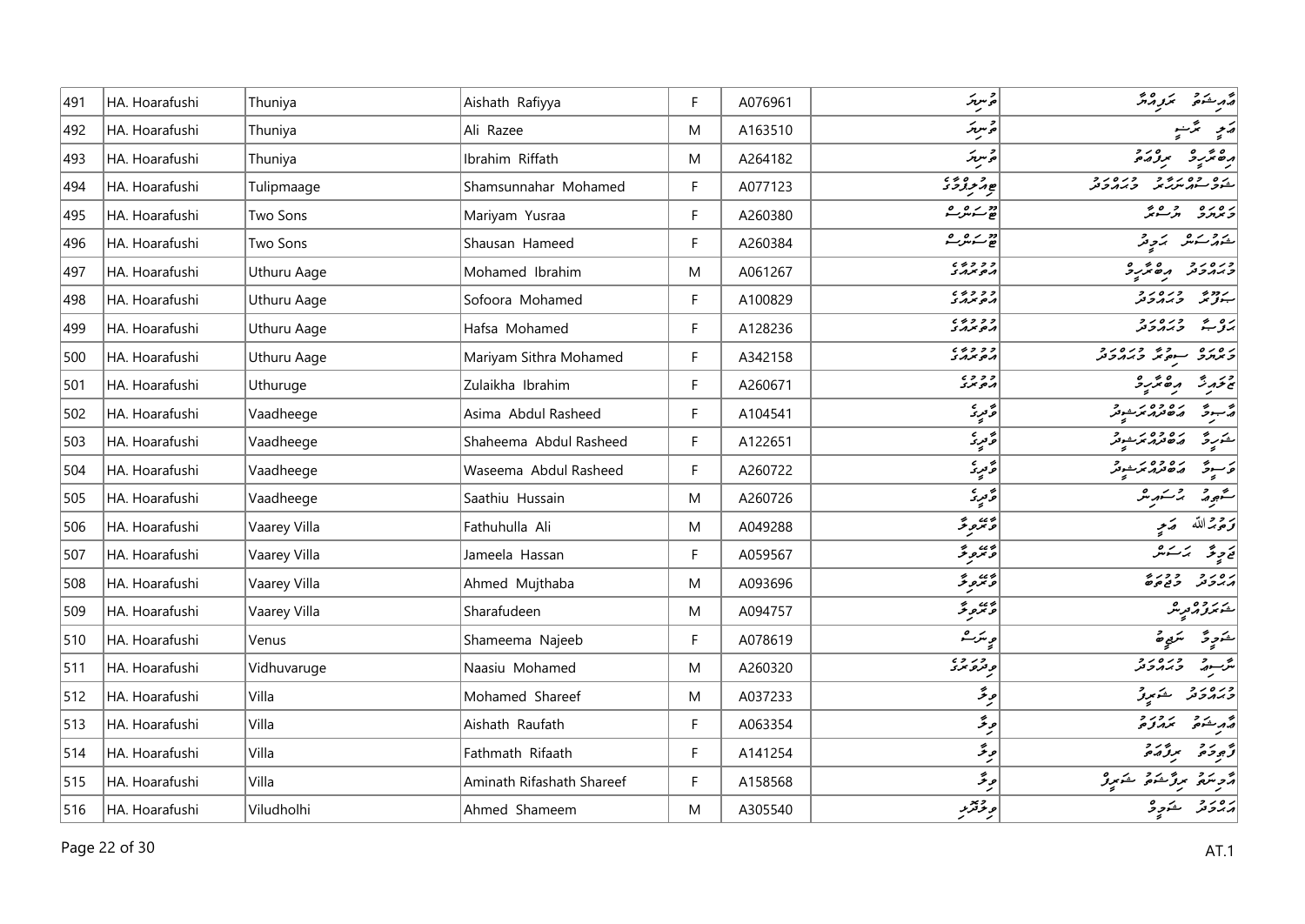| 491 | HA. Hoarafushi | Thuniya | Aishath Rafiyya | F | A076961 | ތުނިޔާ | އާއިޝަތު ރަފިއްޔާ |
|---|---|---|---|---|---|---|---|
| 492 | HA. Hoarafushi | Thuniya | Ali Razee | M | A163510 | ތުނިޔާ | އަލީ ރާޒީ |
| 493 | HA. Hoarafushi | Thuniya | Ibrahim Riffath | M | A264182 | ތުނިޔާ | އިބްރާހީމް ރިފްއަތު |
| 494 | HA. Hoarafushi | Tulipmaage | Shamsunnahar Mohamed | F | A077123 | ޓިއުލިޕްމާގެ | ޝަމްސުންނަހާރު މުހައްމަދު |
| 495 | HA. Hoarafushi | Two Sons | Mariyam Yusraa | F | A260380 | ޓޫސަންސް | މަރިޔަމް ޔުސްރާ |
| 496 | HA. Hoarafushi | Two Sons | Shausan Hameed | F | A260384 | ޓޫސަންސް | ޝައުސަން ހަމީދު |
| 497 | HA. Hoarafushi | Uthuru Aage | Mohamed Ibrahim | M | A061267 | އުތުރުއާގެ | މުހައްމަދު އިބްރާހީމް |
| 498 | HA. Hoarafushi | Uthuru Aage | Sofoora Mohamed | F | A100829 | އުތުރުއާގެ | ސޫފޫރާ މުހައްމަދު |
| 499 | HA. Hoarafushi | Uthuru Aage | Hafsa Mohamed | F | A128236 | އުތުރުއާގެ | ހަފްސާ މުހައްމަދު |
| 500 | HA. Hoarafushi | Uthuru Aage | Mariyam Sithra Mohamed | F | A342158 | އުތުރުއާގެ | މަރިޔަމް ސިތްރާ މުހައްމަދު |
| 501 | HA. Hoarafushi | Uthuruge | Zulaikha Ibrahim | F | A260671 | އުތުރުގެ | ޒުލައިޚާ އިބްރާހީމް |
| 502 | HA. Hoarafushi | Vaadheege | Asima Abdul Rasheed | F | A104541 | ވާދީގެ | އާސިމާ އަބްދުއްރަޝީދު |
| 503 | HA. Hoarafushi | Vaadheege | Shaheema Abdul Rasheed | F | A122651 | ވާދީގެ | ޝަހީމާ އަބްދުއްރަޝީދު |
| 504 | HA. Hoarafushi | Vaadheege | Waseema Abdul Rasheed | F | A260722 | ވާދީގެ | ވަސީމާ އަބްދުއްރަޝީދު |
| 505 | HA. Hoarafushi | Vaadheege | Saathiu Hussain | M | A260726 | ވާދީގެ | ސާތިއު ހުސައިން |
| 506 | HA. Hoarafushi | Vaarey Villa | Fathuhulla Ali | M | A049288 | ވާރޭވިލާ | ފަތުހުﷲ އަލީ |
| 507 | HA. Hoarafushi | Vaarey Villa | Jameela Hassan | F | A059567 | ވާރޭވިލާ | ޖަމީލާ ހަސަން |
| 508 | HA. Hoarafushi | Vaarey Villa | Ahmed Mujthaba | M | A093696 | ވާރޭވިލާ | އަހްމަދު މުޖްތަބާ |
| 509 | HA. Hoarafushi | Vaarey Villa | Sharafudeen | M | A094757 | ވާރޭވިލާ | ޝަރަފުއްދީން |
| 510 | HA. Hoarafushi | Venus | Shameema Najeeb | F | A078619 | ވީނަސް | ޝަމީމާ ނަޖީބު |
| 511 | HA. Hoarafushi | Vidhuvaruge | Naasiu Mohamed | M | A260320 | ވިދުވަރުގެ | ނާސިއު މުހައްމަދު |
| 512 | HA. Hoarafushi | Villa | Mohamed Shareef | M | A037233 | ވިލާ | މުހައްމަދު ޝަރީފު |
| 513 | HA. Hoarafushi | Villa | Aishath Raufath | F | A063354 | ވިލާ | އާއިޝަތު ރައުފަތު |
| 514 | HA. Hoarafushi | Villa | Fathmath Rifaath | F | A141254 | ވިލާ | ފާތިމަތު ރިފާއަތު |
| 515 | HA. Hoarafushi | Villa | Aminath Rifashath Shareef | F | A158568 | ވިލާ | އާމިނަތު ރިފާޝަތު ޝަރީފު |
| 516 | HA. Hoarafushi | Viludholhi | Ahmed Shameem | M | A305540 | ވިލުދޮޅި | އަހްމަދު ޝަމީމް |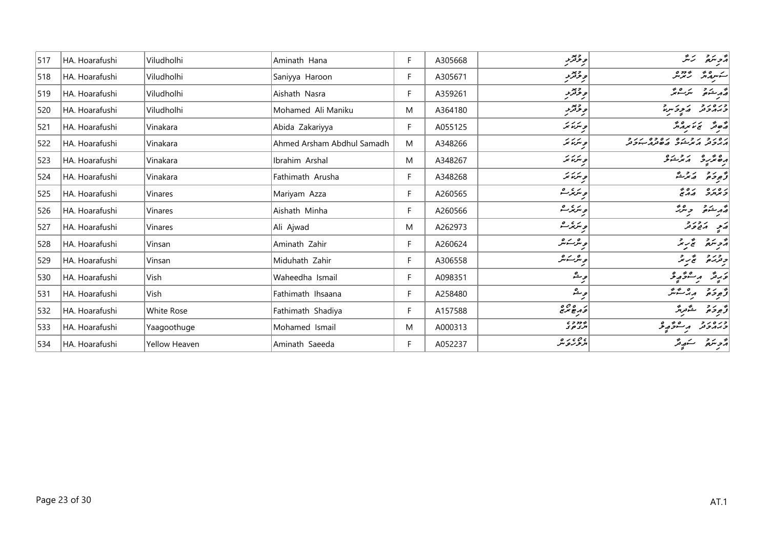| 517 | HA. Hoarafushi | Viludholhi | Aminath Hana | F | A305668 | ވިލުދޮޅި | އާމިނަތު ހަނާ |
|---|---|---|---|---|---|---|---|
| 518 | HA. Hoarafushi | Viludholhi | Saniyya Haroon | F | A305671 | ވިލުދޮޅި | ސަނިއްޔާ ހާރޫން |
| 519 | HA. Hoarafushi | Viludholhi | Aishath Nasra | F | A359261 | ވިލުދޮޅި | އާއިޝަތު ނަސްރާ |
| 520 | HA. Hoarafushi | Viludholhi | Mohamed Ali Maniku | M | A364180 | ވިލުދޮޅި | މުހައްމަދު އަލިމަނިކު |
| 521 | HA. Hoarafushi | Vinakara | Abida Zakariyya | F | A055125 | ވިނަކަރަ | އާބިދާ ޒަކަރިއްޔާ |
| 522 | HA. Hoarafushi | Vinakara | Ahmed Arsham Abdhul Samadh | M | A348266 | ވިނަކަރަ | އަހުމަދު އަރުޝަމް އަބްދުލްސަމަދު |
| 523 | HA. Hoarafushi | Vinakara | Ibrahim Arshal | M | A348267 | ވިނަކަރަ | އިބްރާހީމް އަރުޝަލް |
| 524 | HA. Hoarafushi | Vinakara | Fathimath Arusha | F | A348268 | ވިނަކަރަ | ފާތިމަތު އަރުޝާ |
| 525 | HA. Hoarafushi | Vinares | Mariyam Azza | F | A260565 | ވިނަރެސް | މަރިޔަމް އައްޒާ |
| 526 | HA. Hoarafushi | Vinares | Aishath Minha | F | A260566 | ވިނަރެސް | އާއިޝަތު މިންހާ |
| 527 | HA. Hoarafushi | Vinares | Ali Ajwad | M | A262973 | ވިނަރެސް | އަލި އަޖުވަދު |
| 528 | HA. Hoarafushi | Vinsan | Aminath Zahir | F | A260624 | ވިންސަން | އާމިނަތު ޒާހިރު |
| 529 | HA. Hoarafushi | Vinsan | Miduhath Zahir | F | A306558 | ވިންސަން | މިދުހަތު ޒާހިރު |
| 530 | HA. Hoarafushi | Vish | Waheedha Ismail | F | A098351 | ވިޝް | ވަހީދާ އިސްމާއީލް |
| 531 | HA. Hoarafushi | Vish | Fathimath Ihsaana | F | A258480 | ވިޝް | ފާތިމަތު އިޙްސާނާ |
| 532 | HA. Hoarafushi | White Rose | Fathimath Shadiya | F | A157588 | ވައިޓްރޯޒް | ފާތިމަތު ޝާދިޔާ |
| 533 | HA. Hoarafushi | Yaagoothuge | Mohamed Ismail | M | A000313 | ޔާގޫތުގެ | މުހައްމަދު އިސްމާއީލް |
| 534 | HA. Hoarafushi | Yellow Heaven | Aminath Saeeda | F | A052237 | ޔެލޯހެވަން | އާމިނަތު ސައީދާ |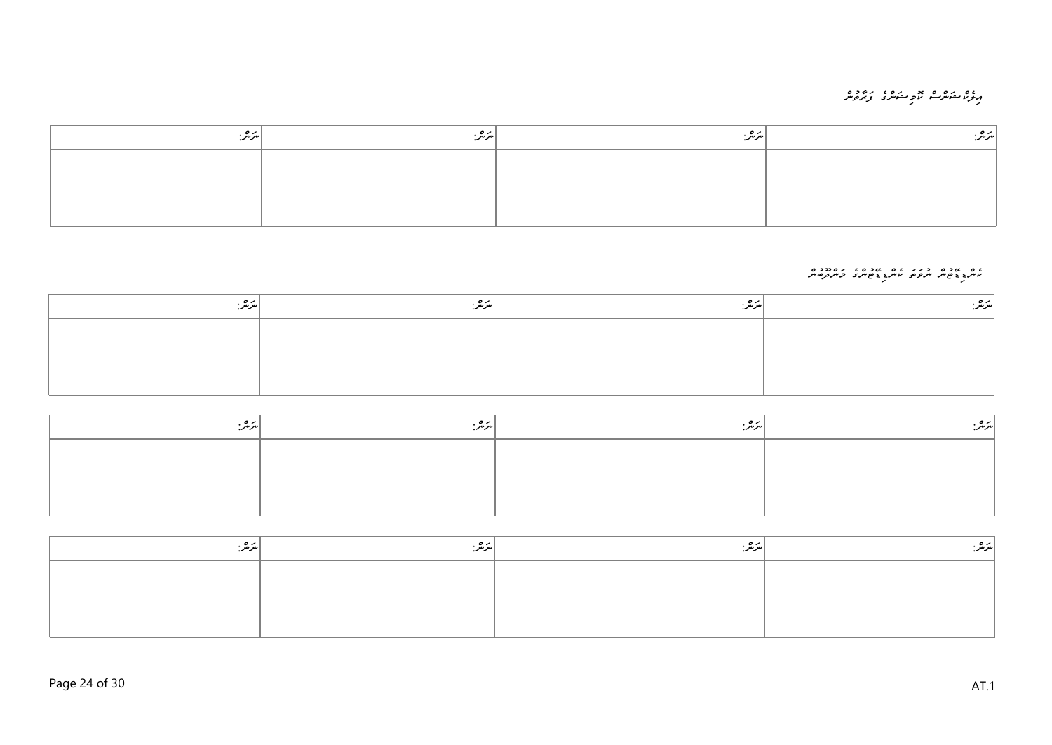# ދިވެހިބަސްކަމަށްފިނާ ގޮތިވާވަރު

| ނަން: | ނަން: | ނަން: | ނަން: |
|---|---|---|---|
| | | | |

# ކޮންޗިޔޮގަނިޔާ ނެގޮލާ ކޮންޗިޔޮގަނިޔާ ދަސްކުރެވޭ

| ނަން: | ނަން: | ނަން: | ނަން: |
|---|---|---|---|
| | | | |

| ނަން: | ނަން: | ނަން: | ނަން: |
|---|---|---|---|
| | | | |

| ނަން: | ނަން: | ނަން: | ނަން: |
|---|---|---|---|
| | | | |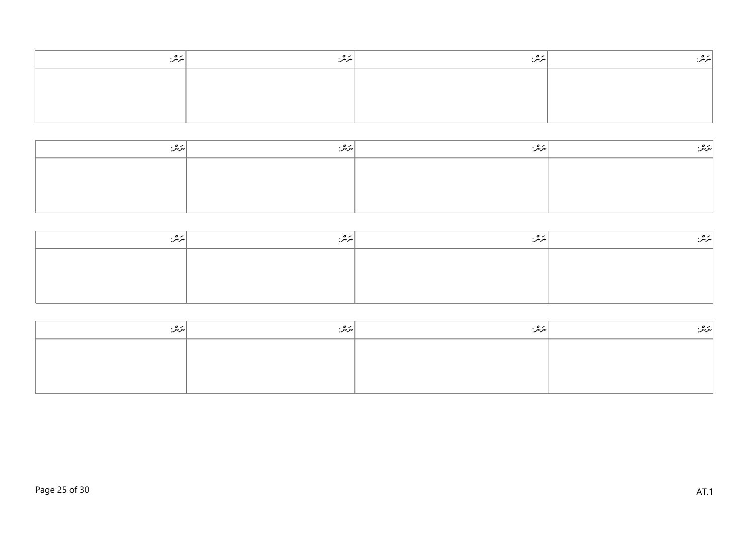| ަރަބ: | ަރަބ: | ަރަބ: | ަރަބ: |
| --- | --- | --- | --- |
| | | | |

| ަރަބ: | ަރަބ: | ަރަބ: | ަރަބ: |
| --- | --- | --- | --- |
| | | | |

| ަރަބ: | ަރަބ: | ަރަބ: | ަރަބ: |
| --- | --- | --- | --- |
| | | | |

| ަރަބ: | ަރަބ: | ަރަބ: | ަރަބ: |
| --- | --- | --- | --- |
| | | | |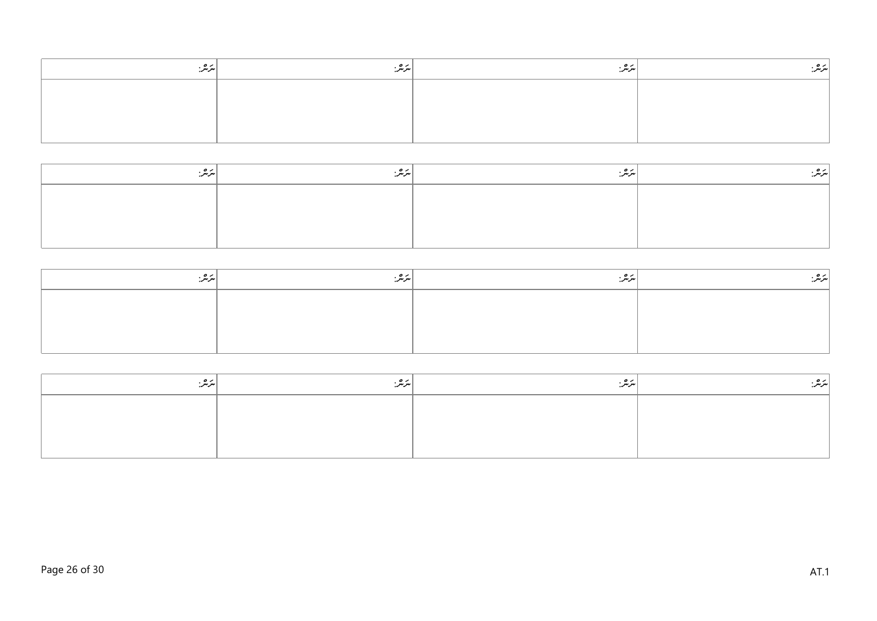| ނަރަނ: | ނަރަނ: | ނަރަނ: | ނަރަނ: |
| --- | --- | --- | --- |
| | | | |

| ނަރަނ: | ނަރަނ: | ނަރަނ: | ނަރަނ: |
| --- | --- | --- | --- |
| | | | |

| ނަރަނ: | ނަރަނ: | ނަރަނ: | ނަރަނ: |
| --- | --- | --- | --- |
| | | | |

| ނަރަނ: | ނަރަނ: | ނަރަނ: | ނަރަނ: |
| --- | --- | --- | --- |
| | | | |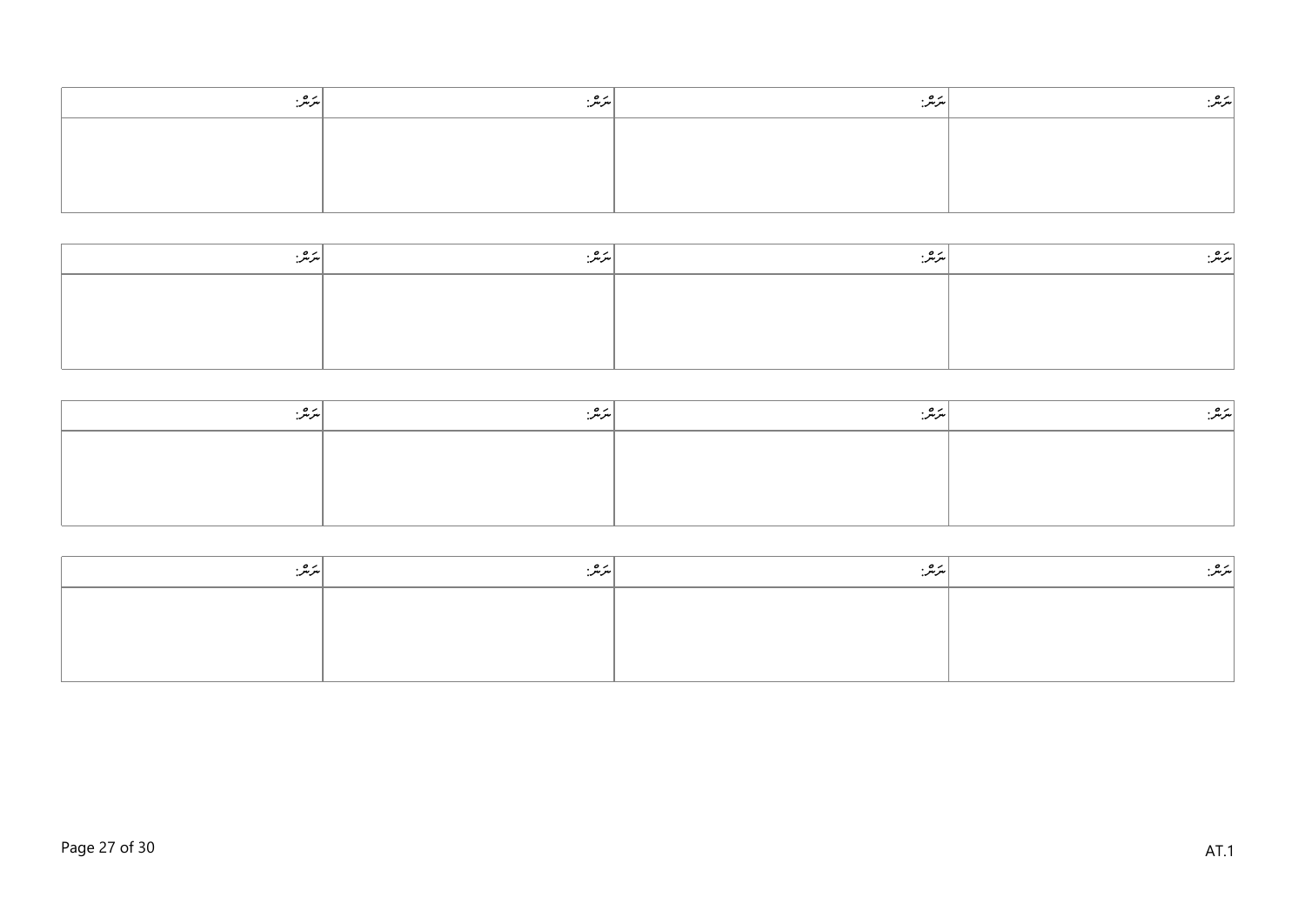| ާރު: | ާރު: | ާރު: | ާރު: |
| --- | --- | --- | --- |
| | | | |

| ާރު: | ާރު: | ާރު: | ާރު: |
| --- | --- | --- | --- |
| | | | |

| ާރު: | ާރު: | ާރު: | ާރު: |
| --- | --- | --- | --- |
| | | | |

| ާރު: | ާރު: | ާރު: | ާރު: |
| --- | --- | --- | --- |
| | | | |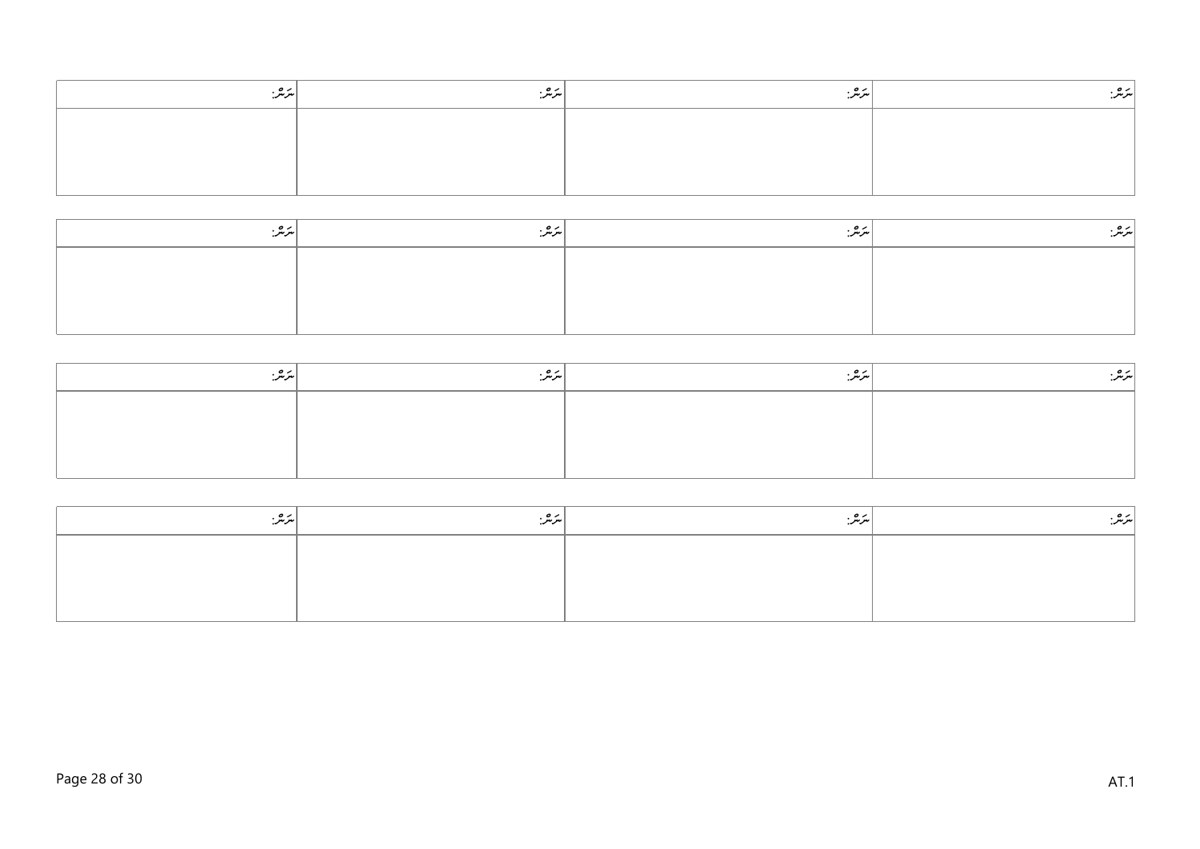| ނަންބަރ: | ނަންބަރ: | ނަންބަރ: | ނަންބަރ: |
| --- | --- | --- | --- |
| | | | |

| ނަންބަރ: | ނަންބަރ: | ނަންބަރ: | ނަންބަރ: |
| --- | --- | --- | --- |
| | | | |

| ނަންބަރ: | ނަންބަރ: | ނަންބަރ: | ނަންބަރ: |
| --- | --- | --- | --- |
| | | | |

| ނަންބަރ: | ނަންބަރ: | ނަންބަރ: | ނަންބަރ: |
| --- | --- | --- | --- |
| | | | |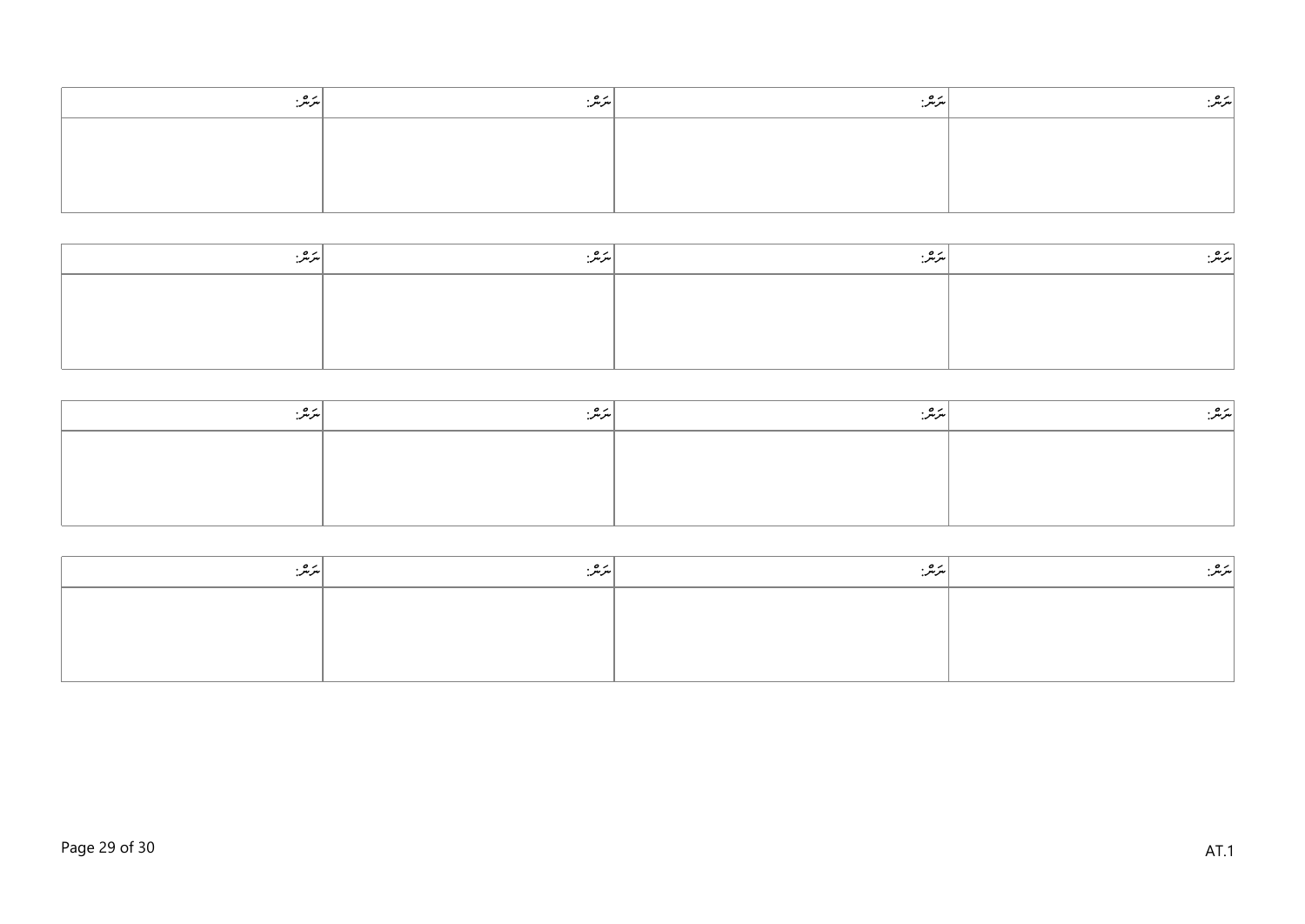| ނަރުތް: | ނަރުތް: | ނަރުތް: | ނަރުތް: |
| --- | --- | --- | --- |
| | | | |

| ނަރުތް: | ނަރުތް: | ނަރުތް: | ނަރުތް: |
| --- | --- | --- | --- |
| | | | |

| ނަރުތް: | ނަރުތް: | ނަރުތް: | ނަރުތް: |
| --- | --- | --- | --- |
| | | | |

| ނަރުތް: | ނަރުތް: | ނަރުތް: | ނަރުތް: |
| --- | --- | --- | --- |
| | | | |

AT.1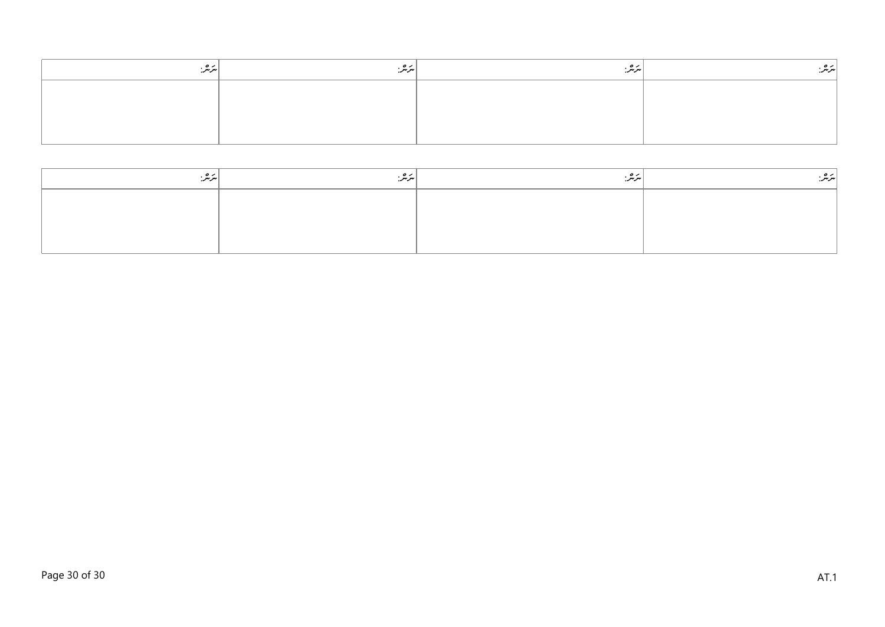| ނަންބަރު: | ނަންބަރު: | ނަންބަރު: | ނަންބަރު: |
|---|---|---|---|
| | | | |

| ނަންބަރު: | ނަންބަރު: | ނަންބަރު: | ނަންބަރު: |
|---|---|---|---|
| | | | |